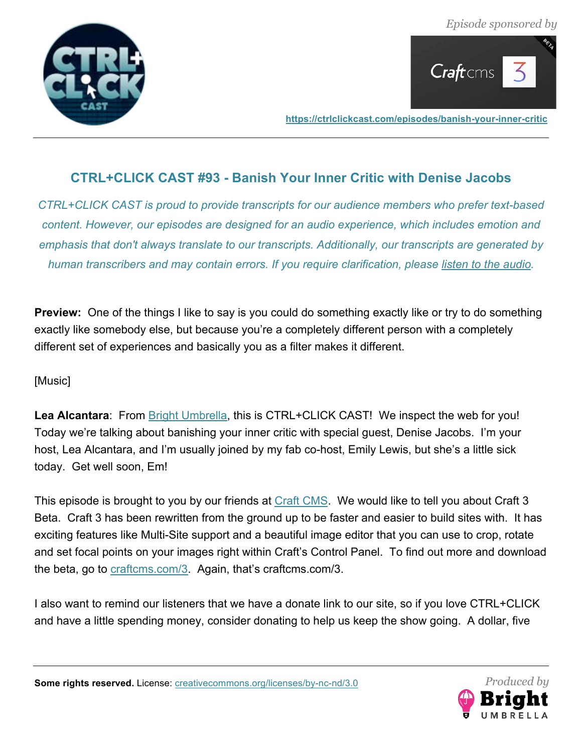Episode sponsored by

https://ctrlclickcast.com/episodes/banish-your-inner-critic

## CTRL+CLICK CAST #93 - Banish Your Inner Critic with Denise Jacobs

*CTRL+CLICK CAST is proud to provide transcripts for our audience members who prefer text-based content. However, our episodes are designed for an audio experience, which includes emotion and emphasis that don't always translate to our transcripts. Additionally, our transcripts are generated by human transcribers and may contain errors. If you require clarification, please [listen to the audio](https://ctrlclickcast.com/episodes/banish-your-inner-critic).*

**Preview:** One of the things I like to say is you could do something exactly like or try to do something exactly like somebody else, but because you're a completely different person with a completely different set of experiences and basically you as a filter makes it different.

[Music]

**Lea Alcantara**: From [Bright Umbrella](https://brightumbrella.com), this is CTRL+CLICK CAST! We inspect the web for you! Today we're talking about banishing your inner critic with special guest, Denise Jacobs. I'm your host, Lea Alcantara, and I'm usually joined by my fab co-host, Emily Lewis, but she's a little sick today. Get well soon, Em!

This episode is brought to you by our friends at [Craft CMS](https://craftcms.com). We would like to tell you about Craft 3 Beta. Craft 3 has been rewritten from the ground up to be faster and easier to build sites with. It has exciting features like Multi-Site support and a beautiful image editor that you can use to crop, rotate and set focal points on your images right within Craft's Control Panel. To find out more and download the beta, go to [craftcms.com/3](https://craftcms.com/3). Again, that's craftcms.com/3.

I also want to remind our listeners that we have a donate link to our site, so if you love CTRL+CLICK and have a little spending money, consider donating to help us keep the show going. A dollar, five

**Some rights reserved.** License: [creativecommons.org/licenses/by-nc-nd/3.0](https://creativecommons.org/licenses/by-nc-nd/3.0)

Produced by Bright Umbrella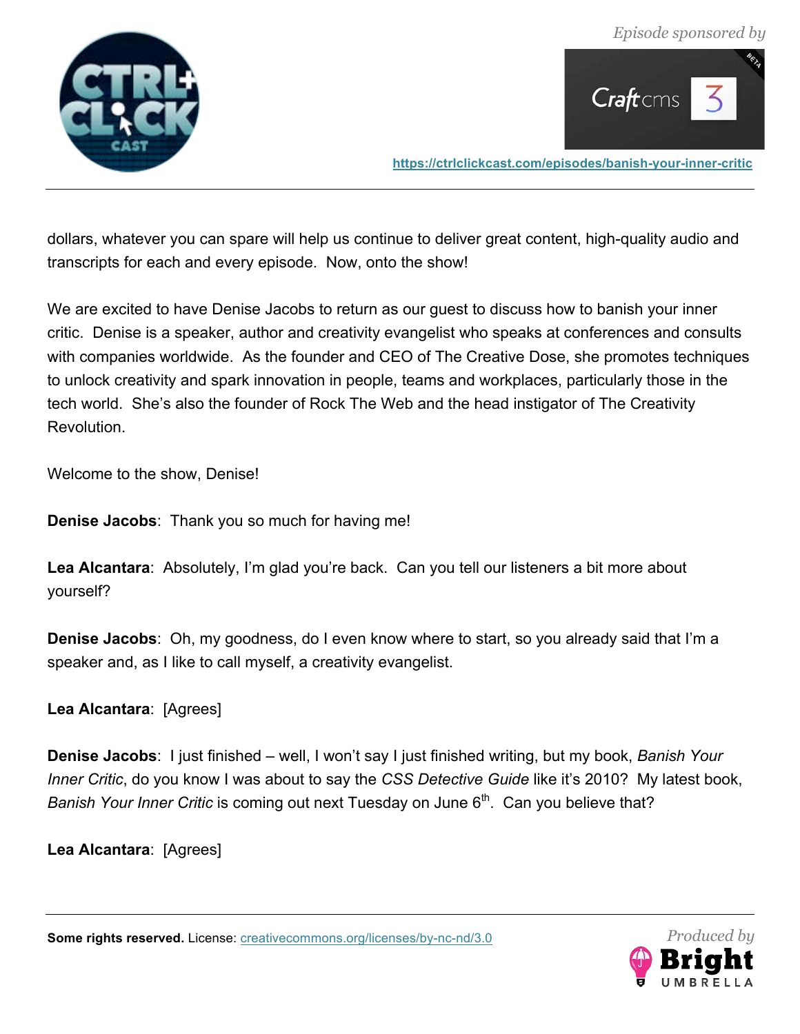dollars, whatever you can spare will help us continue to deliver great content, high-quality audio and transcripts for each and every episode. Now, onto the show!

We are excited to have Denise Jacobs to return as our guest to discuss how to banish your inner critic. Denise is a speaker, author and creativity evangelist who speaks at conferences and consults with companies worldwide. As the founder and CEO of The Creative Dose, she promotes techniques to unlock creativity and spark innovation in people, teams and workplaces, particularly those in the tech world. She's also the founder of Rock The Web and the head instigator of The Creativity Revolution.

Welcome to the show, Denise!

**Denise Jacobs**: Thank you so much for having me!

**Lea Alcantara**: Absolutely, I'm glad you're back. Can you tell our listeners a bit more about yourself?

**Denise Jacobs**: Oh, my goodness, do I even know where to start, so you already said that I'm a speaker and, as I like to call myself, a creativity evangelist.

**Lea Alcantara**: [Agrees]

**Denise Jacobs**: I just finished – well, I won't say I just finished writing, but my book, *Banish Your Inner Critic*, do you know I was about to say the *CSS Detective Guide* like it's 2010? My latest book, *Banish Your Inner Critic* is coming out next Tuesday on June 6th. Can you believe that?

**Lea Alcantara**: [Agrees]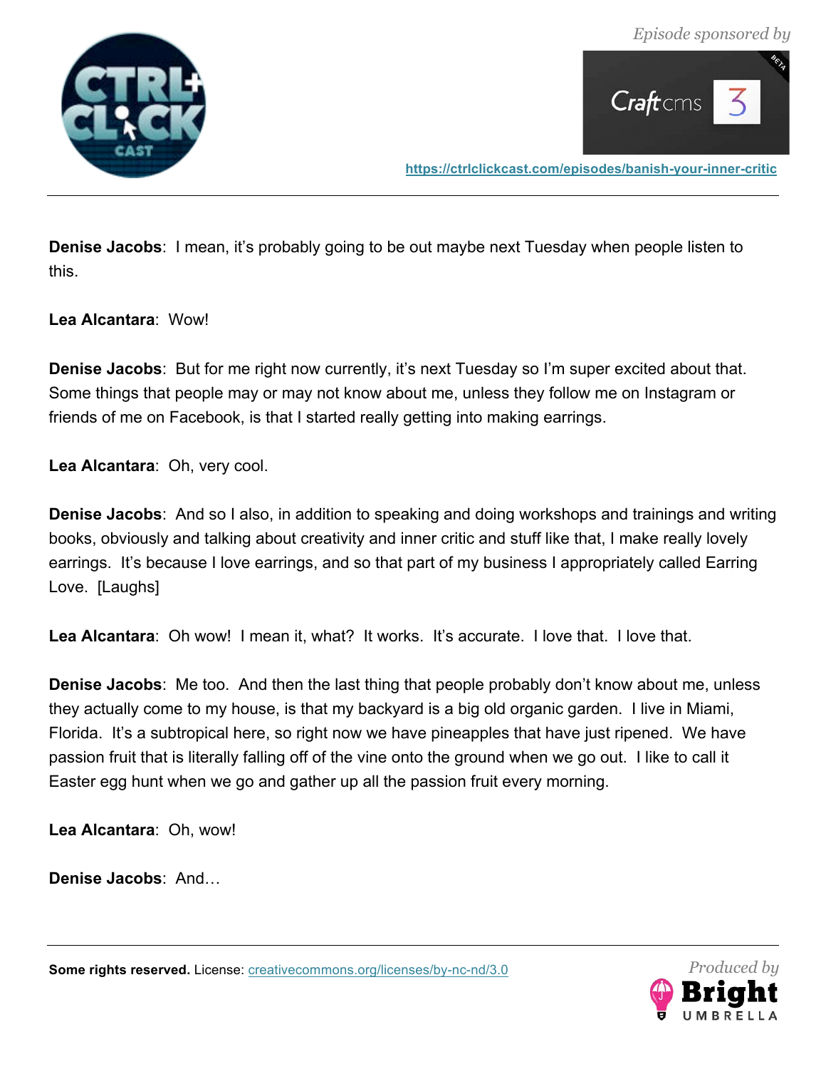**Denise Jacobs**: I mean, it's probably going to be out maybe next Tuesday when people listen to this.

**Lea Alcantara**: Wow!

**Denise Jacobs**: But for me right now currently, it's next Tuesday so I'm super excited about that. Some things that people may or may not know about me, unless they follow me on Instagram or friends of me on Facebook, is that I started really getting into making earrings.

**Lea Alcantara**: Oh, very cool.

**Denise Jacobs**: And so I also, in addition to speaking and doing workshops and trainings and writing books, obviously and talking about creativity and inner critic and stuff like that, I make really lovely earrings. It's because I love earrings, and so that part of my business I appropriately called Earring Love. [Laughs]

**Lea Alcantara**: Oh wow! I mean it, what? It works. It's accurate. I love that. I love that.

**Denise Jacobs**: Me too. And then the last thing that people probably don't know about me, unless they actually come to my house, is that my backyard is a big old organic garden. I live in Miami, Florida. It's a subtropical here, so right now we have pineapples that have just ripened. We have passion fruit that is literally falling off of the vine onto the ground when we go out. I like to call it Easter egg hunt when we go and gather up all the passion fruit every morning.

**Lea Alcantara**: Oh, wow!

**Denise Jacobs**: And…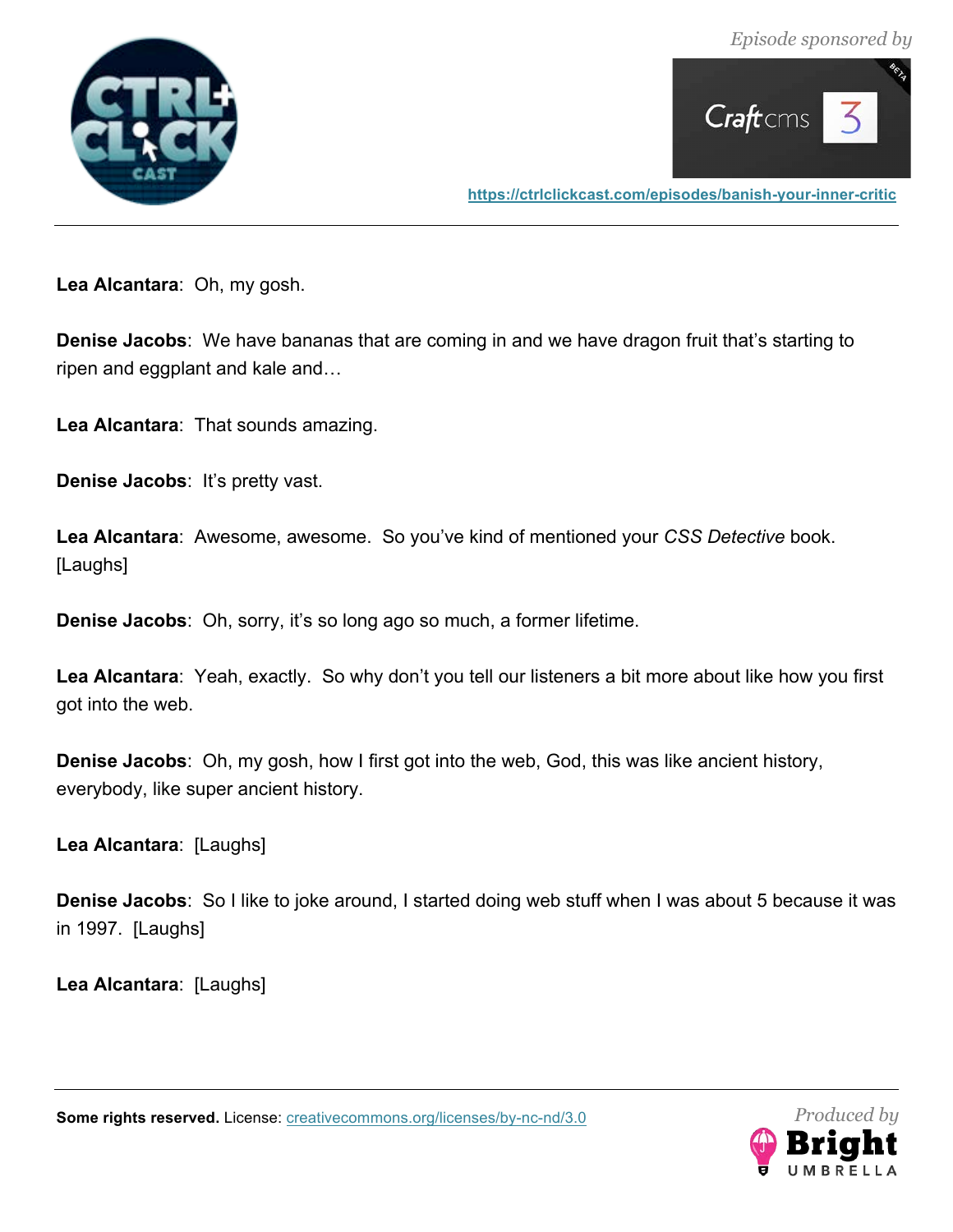**Lea Alcantara**: Oh, my gosh.

**Denise Jacobs**: We have bananas that are coming in and we have dragon fruit that's starting to ripen and eggplant and kale and…

**Lea Alcantara**: That sounds amazing.

**Denise Jacobs**: It's pretty vast.

**Lea Alcantara**: Awesome, awesome. So you've kind of mentioned your *CSS Detective* book. [Laughs]

**Denise Jacobs**: Oh, sorry, it's so long ago so much, a former lifetime.

**Lea Alcantara**: Yeah, exactly. So why don't you tell our listeners a bit more about like how you first got into the web.

**Denise Jacobs**: Oh, my gosh, how I first got into the web, God, this was like ancient history, everybody, like super ancient history.

**Lea Alcantara**: [Laughs]

**Denise Jacobs**: So I like to joke around, I started doing web stuff when I was about 5 because it was in 1997. [Laughs]

**Lea Alcantara**: [Laughs]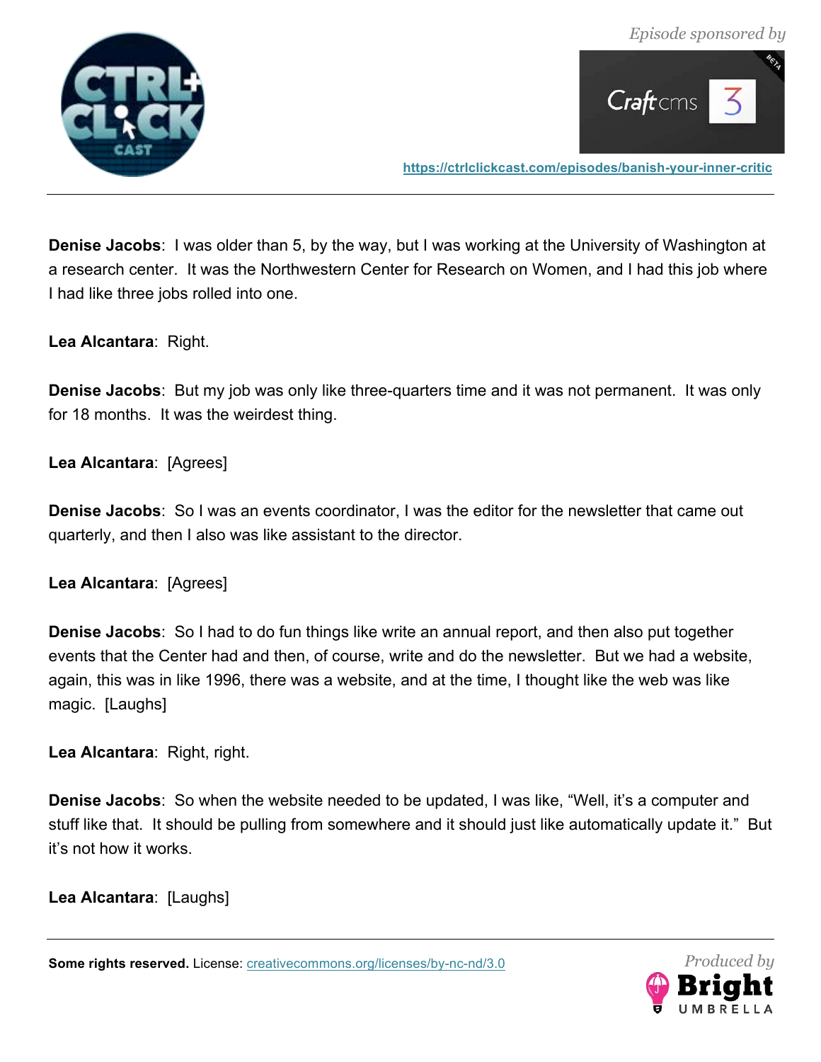**Denise Jacobs**: I was older than 5, by the way, but I was working at the University of Washington at a research center. It was the Northwestern Center for Research on Women, and I had this job where I had like three jobs rolled into one.

**Lea Alcantara**: Right.

**Denise Jacobs**: But my job was only like three-quarters time and it was not permanent. It was only for 18 months. It was the weirdest thing.

**Lea Alcantara**: [Agrees]

**Denise Jacobs**: So I was an events coordinator, I was the editor for the newsletter that came out quarterly, and then I also was like assistant to the director.

**Lea Alcantara**: [Agrees]

**Denise Jacobs**: So I had to do fun things like write an annual report, and then also put together events that the Center had and then, of course, write and do the newsletter. But we had a website, again, this was in like 1996, there was a website, and at the time, I thought like the web was like magic. [Laughs]

**Lea Alcantara**: Right, right.

**Denise Jacobs**: So when the website needed to be updated, I was like, "Well, it's a computer and stuff like that. It should be pulling from somewhere and it should just like automatically update it." But it's not how it works.

**Lea Alcantara**: [Laughs]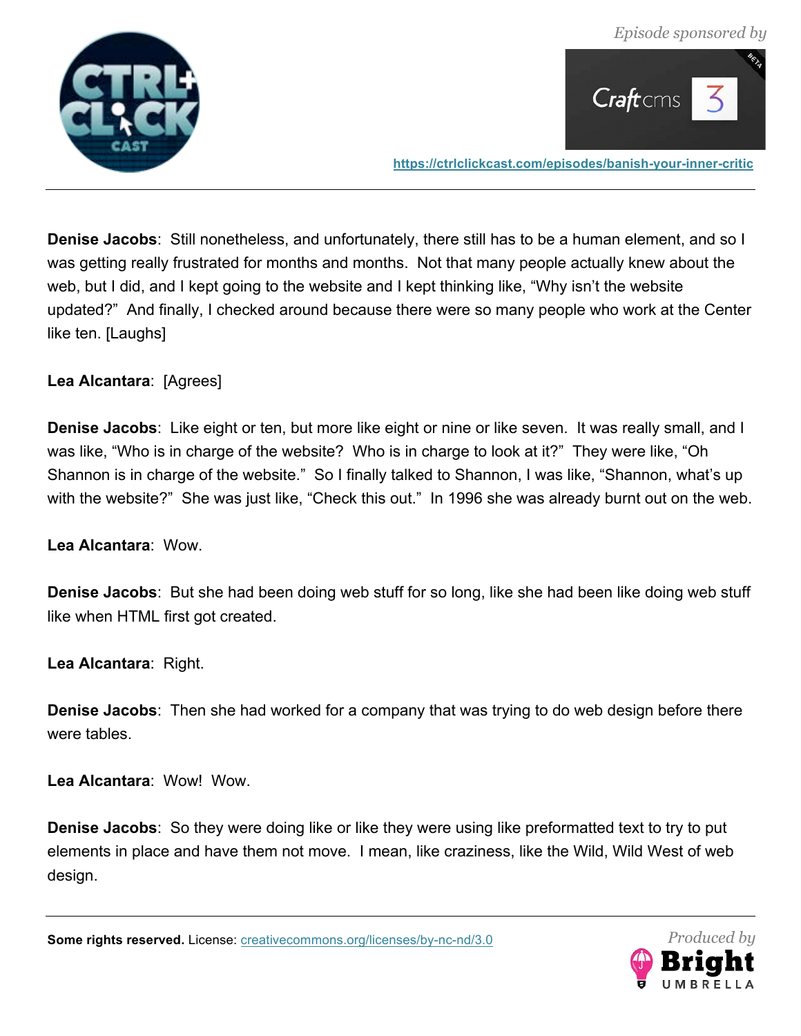**Denise Jacobs**: Still nonetheless, and unfortunately, there still has to be a human element, and so I was getting really frustrated for months and months. Not that many people actually knew about the web, but I did, and I kept going to the website and I kept thinking like, "Why isn't the website updated?" And finally, I checked around because there were so many people who work at the Center like ten. [Laughs]

**Lea Alcantara**: [Agrees]

**Denise Jacobs**: Like eight or ten, but more like eight or nine or like seven. It was really small, and I was like, "Who is in charge of the website? Who is in charge to look at it?" They were like, "Oh Shannon is in charge of the website." So I finally talked to Shannon, I was like, "Shannon, what's up with the website?" She was just like, "Check this out." In 1996 she was already burnt out on the web.

**Lea Alcantara**: Wow.

**Denise Jacobs**: But she had been doing web stuff for so long, like she had been like doing web stuff like when HTML first got created.

**Lea Alcantara**: Right.

**Denise Jacobs**: Then she had worked for a company that was trying to do web design before there were tables.

**Lea Alcantara**: Wow! Wow.

**Denise Jacobs**: So they were doing like or like they were using like preformatted text to try to put elements in place and have them not move. I mean, like craziness, like the Wild, Wild West of web design.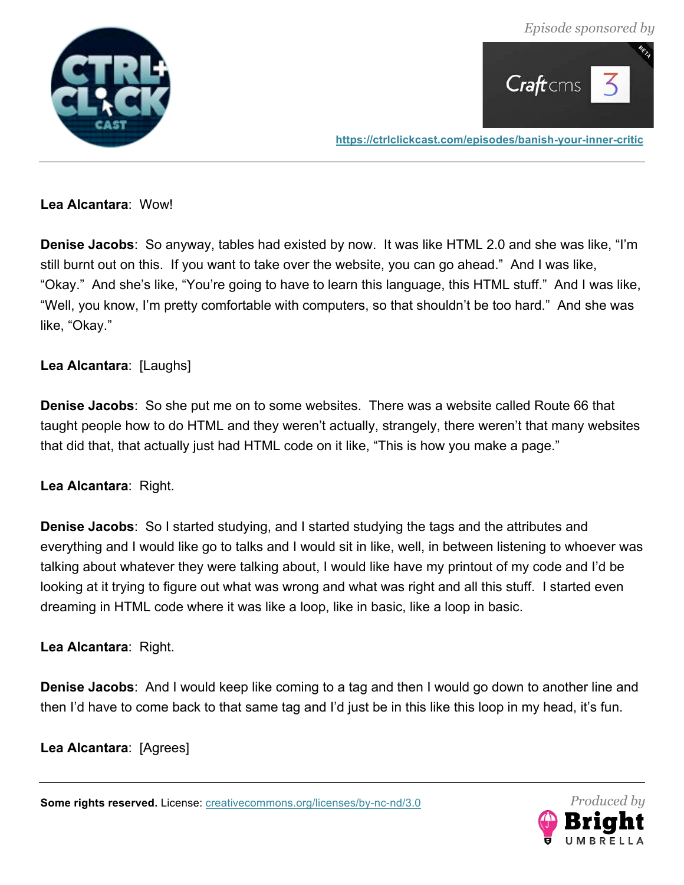**Lea Alcantara**: Wow!

**Denise Jacobs**: So anyway, tables had existed by now. It was like HTML 2.0 and she was like, "I'm still burnt out on this. If you want to take over the website, you can go ahead." And I was like, "Okay." And she's like, "You're going to have to learn this language, this HTML stuff." And I was like, "Well, you know, I'm pretty comfortable with computers, so that shouldn't be too hard." And she was like, "Okay."

**Lea Alcantara**: [Laughs]

**Denise Jacobs**: So she put me on to some websites. There was a website called Route 66 that taught people how to do HTML and they weren't actually, strangely, there weren't that many websites that did that, that actually just had HTML code on it like, "This is how you make a page."

**Lea Alcantara**: Right.

**Denise Jacobs**: So I started studying, and I started studying the tags and the attributes and everything and I would like go to talks and I would sit in like, well, in between listening to whoever was talking about whatever they were talking about, I would like have my printout of my code and I'd be looking at it trying to figure out what was wrong and what was right and all this stuff. I started even dreaming in HTML code where it was like a loop, like in basic, like a loop in basic.

**Lea Alcantara**: Right.

**Denise Jacobs**: And I would keep like coming to a tag and then I would go down to another line and then I'd have to come back to that same tag and I'd just be in this like this loop in my head, it's fun.

**Lea Alcantara**: [Agrees]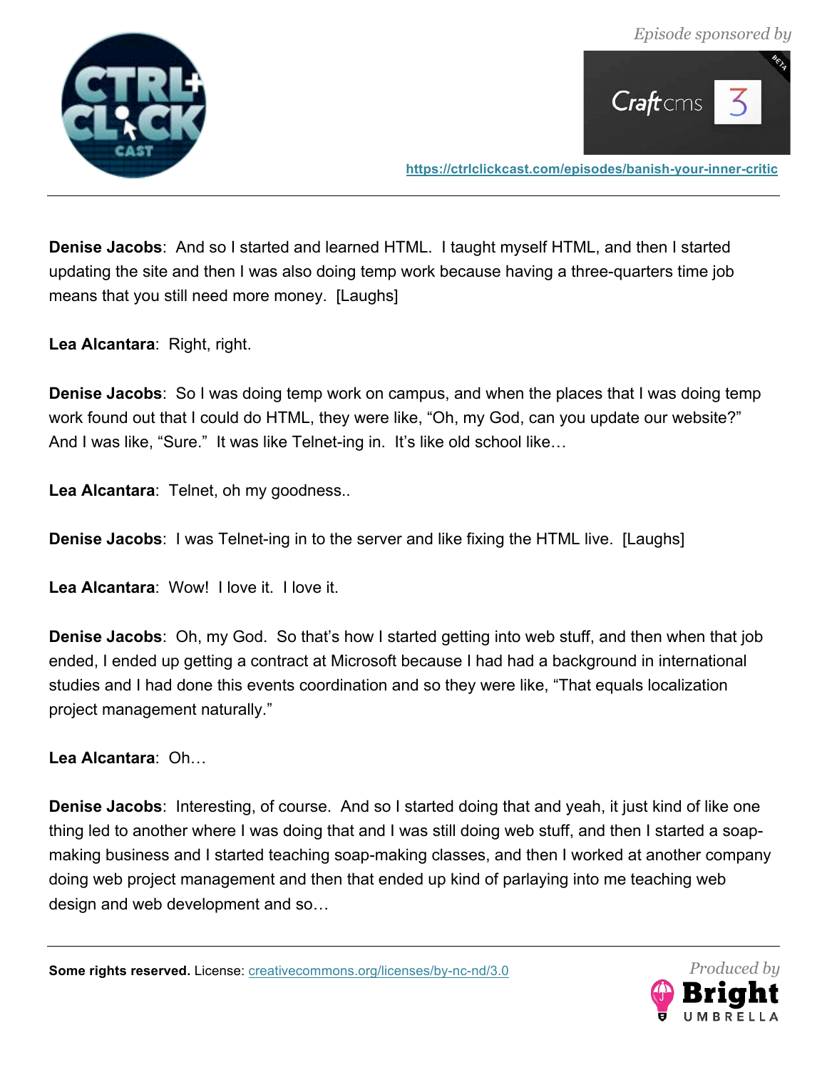**Denise Jacobs**: And so I started and learned HTML. I taught myself HTML, and then I started updating the site and then I was also doing temp work because having a three-quarters time job means that you still need more money. [Laughs]

**Lea Alcantara**: Right, right.

**Denise Jacobs**: So I was doing temp work on campus, and when the places that I was doing temp work found out that I could do HTML, they were like, "Oh, my God, can you update our website?" And I was like, "Sure." It was like Telnet-ing in. It's like old school like…

**Lea Alcantara**: Telnet, oh my goodness..

**Denise Jacobs**: I was Telnet-ing in to the server and like fixing the HTML live. [Laughs]

**Lea Alcantara**: Wow! I love it. I love it.

**Denise Jacobs**: Oh, my God. So that's how I started getting into web stuff, and then when that job ended, I ended up getting a contract at Microsoft because I had had a background in international studies and I had done this events coordination and so they were like, "That equals localization project management naturally."

**Lea Alcantara**: Oh…

**Denise Jacobs**: Interesting, of course. And so I started doing that and yeah, it just kind of like one thing led to another where I was doing that and I was still doing web stuff, and then I started a soap-making business and I started teaching soap-making classes, and then I worked at another company doing web project management and then that ended up kind of parlaying into me teaching web design and web development and so…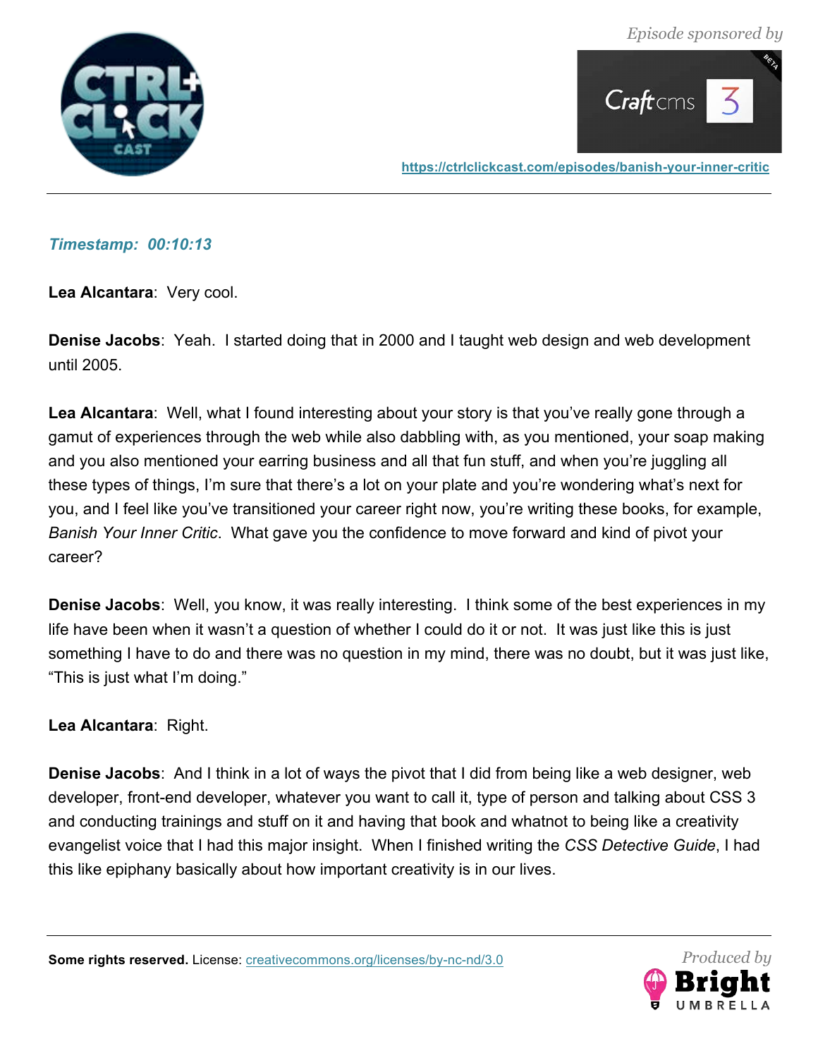***Timestamp: 00:10:13***

**Lea Alcantara**: Very cool.

**Denise Jacobs**: Yeah. I started doing that in 2000 and I taught web design and web development until 2005.

**Lea Alcantara**: Well, what I found interesting about your story is that you've really gone through a gamut of experiences through the web while also dabbling with, as you mentioned, your soap making and you also mentioned your earring business and all that fun stuff, and when you're juggling all these types of things, I'm sure that there's a lot on your plate and you're wondering what's next for you, and I feel like you've transitioned your career right now, you're writing these books, for example, *Banish Your Inner Critic*. What gave you the confidence to move forward and kind of pivot your career?

**Denise Jacobs**: Well, you know, it was really interesting. I think some of the best experiences in my life have been when it wasn't a question of whether I could do it or not. It was just like this is just something I have to do and there was no question in my mind, there was no doubt, but it was just like, "This is just what I'm doing."

**Lea Alcantara**: Right.

**Denise Jacobs**: And I think in a lot of ways the pivot that I did from being like a web designer, web developer, front-end developer, whatever you want to call it, type of person and talking about CSS 3 and conducting trainings and stuff on it and having that book and whatnot to being like a creativity evangelist voice that I had this major insight. When I finished writing the *CSS Detective Guide*, I had this like epiphany basically about how important creativity is in our lives.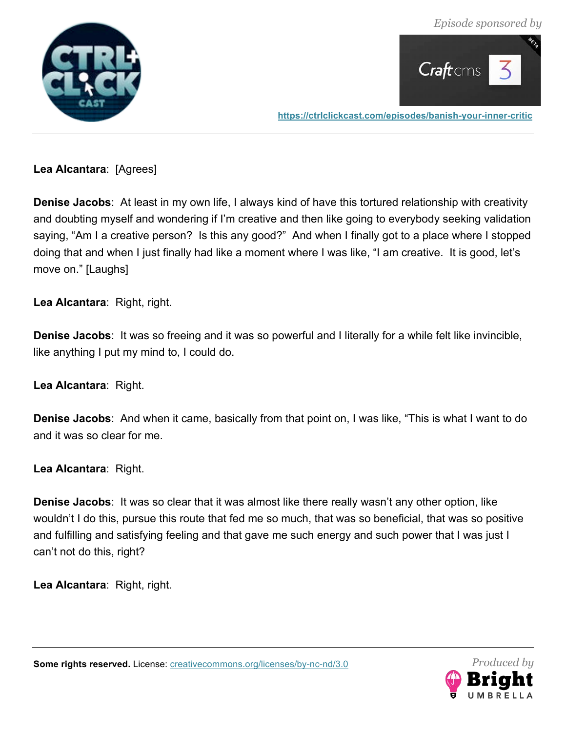**Lea Alcantara**: [Agrees]

**Denise Jacobs**: At least in my own life, I always kind of have this tortured relationship with creativity and doubting myself and wondering if I'm creative and then like going to everybody seeking validation saying, "Am I a creative person? Is this any good?" And when I finally got to a place where I stopped doing that and when I just finally had like a moment where I was like, "I am creative. It is good, let's move on." [Laughs]

**Lea Alcantara**: Right, right.

**Denise Jacobs**: It was so freeing and it was so powerful and I literally for a while felt like invincible, like anything I put my mind to, I could do.

**Lea Alcantara**: Right.

**Denise Jacobs**: And when it came, basically from that point on, I was like, "This is what I want to do and it was so clear for me.

**Lea Alcantara**: Right.

**Denise Jacobs**: It was so clear that it was almost like there really wasn't any other option, like wouldn't I do this, pursue this route that fed me so much, that was so beneficial, that was so positive and fulfilling and satisfying feeling and that gave me such energy and such power that I was just I can't not do this, right?

**Lea Alcantara**: Right, right.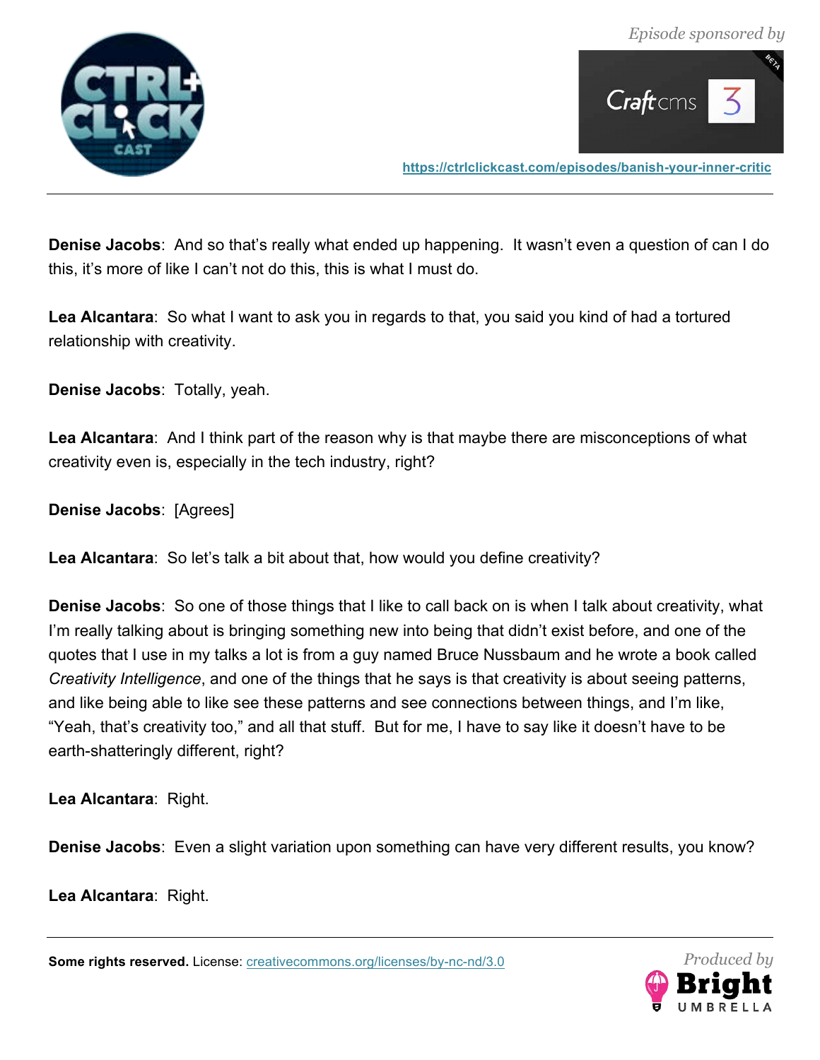**Denise Jacobs**: And so that's really what ended up happening. It wasn't even a question of can I do this, it's more of like I can't not do this, this is what I must do.

**Lea Alcantara**: So what I want to ask you in regards to that, you said you kind of had a tortured relationship with creativity.

**Denise Jacobs**: Totally, yeah.

**Lea Alcantara**: And I think part of the reason why is that maybe there are misconceptions of what creativity even is, especially in the tech industry, right?

**Denise Jacobs**: [Agrees]

**Lea Alcantara**: So let's talk a bit about that, how would you define creativity?

**Denise Jacobs**: So one of those things that I like to call back on is when I talk about creativity, what I'm really talking about is bringing something new into being that didn't exist before, and one of the quotes that I use in my talks a lot is from a guy named Bruce Nussbaum and he wrote a book called *Creativity Intelligence*, and one of the things that he says is that creativity is about seeing patterns, and like being able to like see these patterns and see connections between things, and I'm like, "Yeah, that's creativity too," and all that stuff. But for me, I have to say like it doesn't have to be earth-shatteringly different, right?

**Lea Alcantara**: Right.

**Denise Jacobs**: Even a slight variation upon something can have very different results, you know?

**Lea Alcantara**: Right.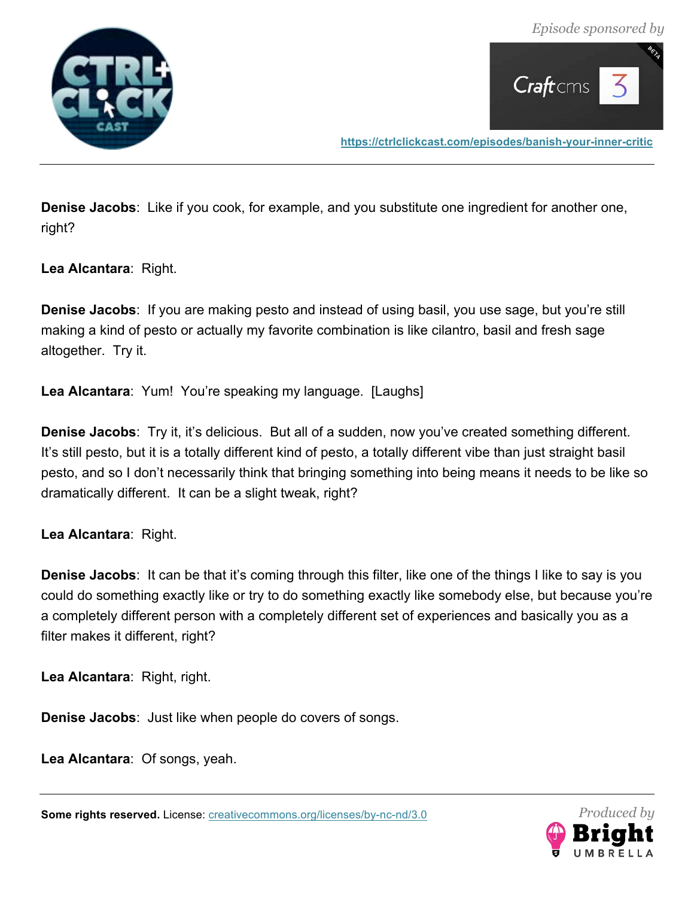**Denise Jacobs**: Like if you cook, for example, and you substitute one ingredient for another one, right?

**Lea Alcantara**: Right.

**Denise Jacobs**: If you are making pesto and instead of using basil, you use sage, but you're still making a kind of pesto or actually my favorite combination is like cilantro, basil and fresh sage altogether. Try it.

**Lea Alcantara**: Yum! You're speaking my language. [Laughs]

**Denise Jacobs**: Try it, it's delicious. But all of a sudden, now you've created something different. It's still pesto, but it is a totally different kind of pesto, a totally different vibe than just straight basil pesto, and so I don't necessarily think that bringing something into being means it needs to be like so dramatically different. It can be a slight tweak, right?

**Lea Alcantara**: Right.

**Denise Jacobs**: It can be that it's coming through this filter, like one of the things I like to say is you could do something exactly like or try to do something exactly like somebody else, but because you're a completely different person with a completely different set of experiences and basically you as a filter makes it different, right?

**Lea Alcantara**: Right, right.

**Denise Jacobs**: Just like when people do covers of songs.

**Lea Alcantara**: Of songs, yeah.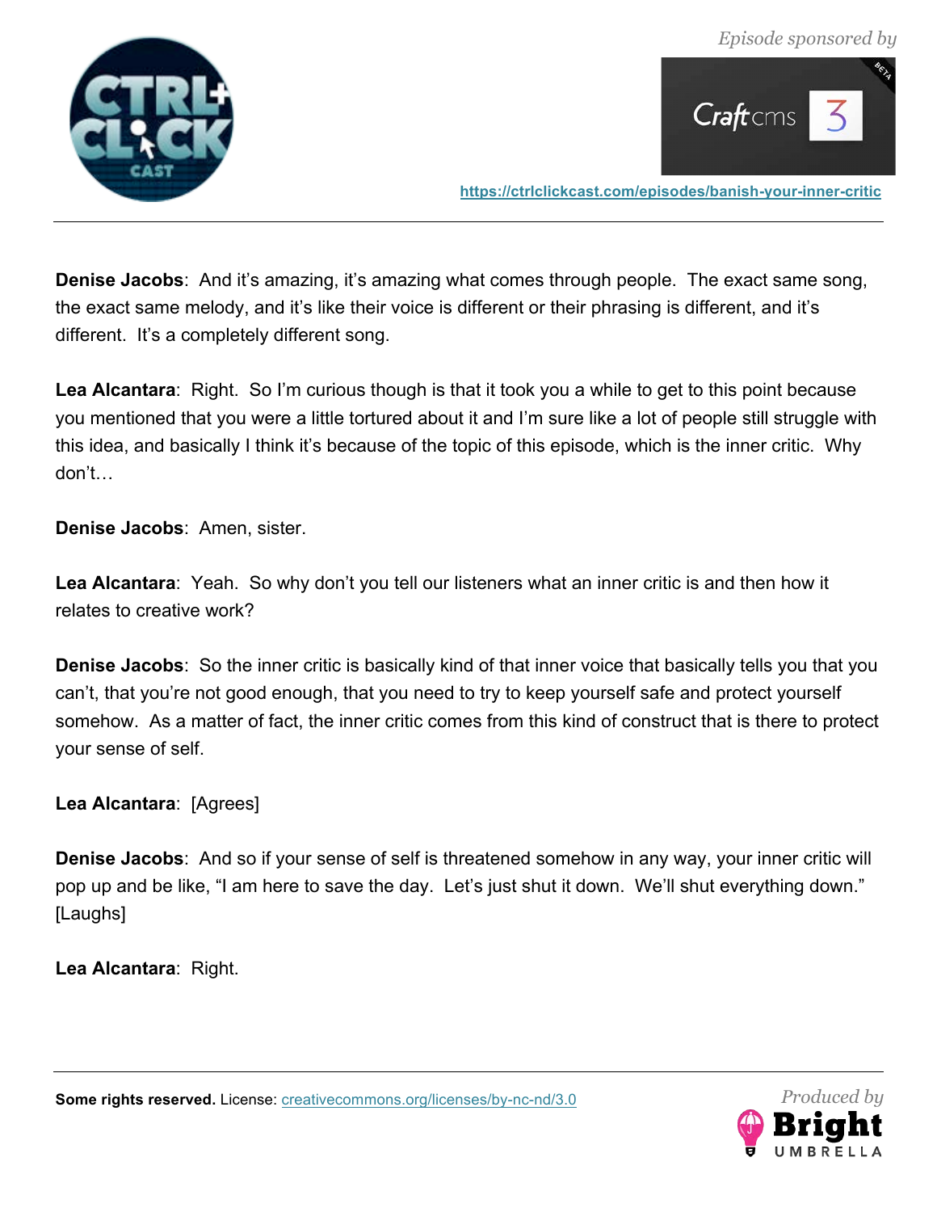**Denise Jacobs**: And it's amazing, it's amazing what comes through people. The exact same song, the exact same melody, and it's like their voice is different or their phrasing is different, and it's different. It's a completely different song.

**Lea Alcantara**: Right. So I'm curious though is that it took you a while to get to this point because you mentioned that you were a little tortured about it and I'm sure like a lot of people still struggle with this idea, and basically I think it's because of the topic of this episode, which is the inner critic. Why don't…

**Denise Jacobs**: Amen, sister.

**Lea Alcantara**: Yeah. So why don't you tell our listeners what an inner critic is and then how it relates to creative work?

**Denise Jacobs**: So the inner critic is basically kind of that inner voice that basically tells you that you can't, that you're not good enough, that you need to try to keep yourself safe and protect yourself somehow. As a matter of fact, the inner critic comes from this kind of construct that is there to protect your sense of self.

**Lea Alcantara**: [Agrees]

**Denise Jacobs**: And so if your sense of self is threatened somehow in any way, your inner critic will pop up and be like, "I am here to save the day. Let's just shut it down. We'll shut everything down." [Laughs]

**Lea Alcantara**: Right.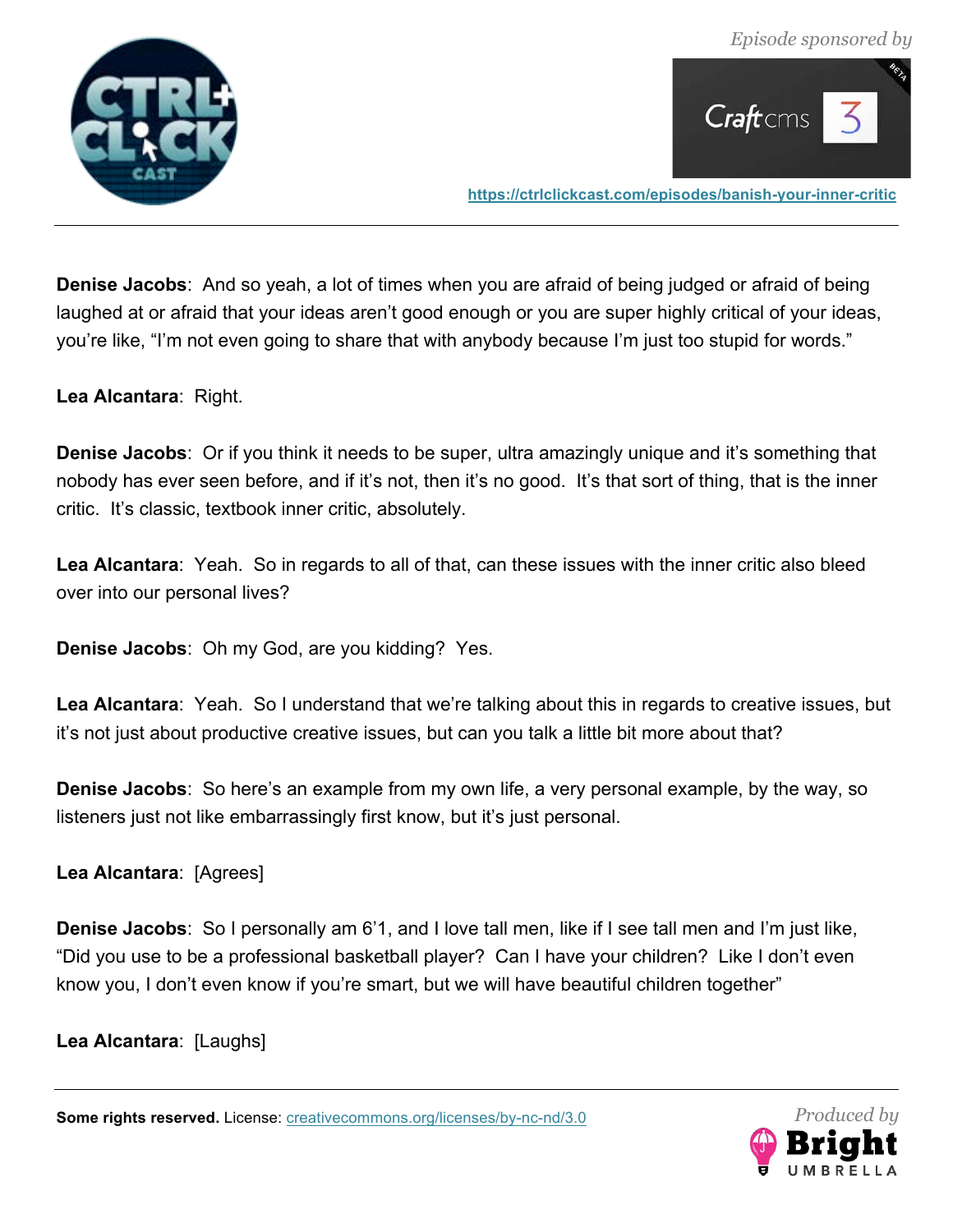**Denise Jacobs**: And so yeah, a lot of times when you are afraid of being judged or afraid of being laughed at or afraid that your ideas aren't good enough or you are super highly critical of your ideas, you're like, "I'm not even going to share that with anybody because I'm just too stupid for words."

**Lea Alcantara**: Right.

**Denise Jacobs**: Or if you think it needs to be super, ultra amazingly unique and it's something that nobody has ever seen before, and if it's not, then it's no good. It's that sort of thing, that is the inner critic. It's classic, textbook inner critic, absolutely.

**Lea Alcantara**: Yeah. So in regards to all of that, can these issues with the inner critic also bleed over into our personal lives?

**Denise Jacobs**: Oh my God, are you kidding? Yes.

**Lea Alcantara**: Yeah. So I understand that we're talking about this in regards to creative issues, but it's not just about productive creative issues, but can you talk a little bit more about that?

**Denise Jacobs**: So here's an example from my own life, a very personal example, by the way, so listeners just not like embarrassingly first know, but it's just personal.

**Lea Alcantara**: [Agrees]

**Denise Jacobs**: So I personally am 6'1, and I love tall men, like if I see tall men and I'm just like, "Did you use to be a professional basketball player? Can I have your children? Like I don't even know you, I don't even know if you're smart, but we will have beautiful children together"

**Lea Alcantara**: [Laughs]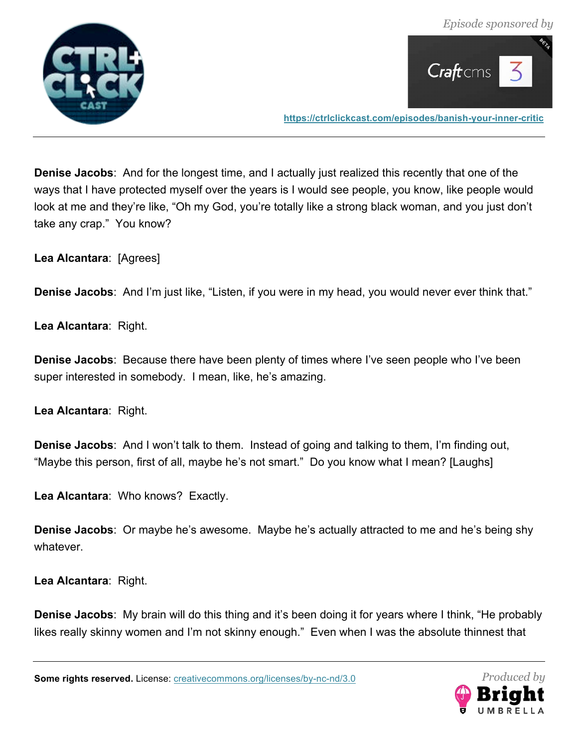**Denise Jacobs**: And for the longest time, and I actually just realized this recently that one of the ways that I have protected myself over the years is I would see people, you know, like people would look at me and they're like, "Oh my God, you're totally like a strong black woman, and you just don't take any crap." You know?

**Lea Alcantara**: [Agrees]

**Denise Jacobs**: And I'm just like, "Listen, if you were in my head, you would never ever think that."

**Lea Alcantara**: Right.

**Denise Jacobs**: Because there have been plenty of times where I've seen people who I've been super interested in somebody. I mean, like, he's amazing.

**Lea Alcantara**: Right.

**Denise Jacobs**: And I won't talk to them. Instead of going and talking to them, I'm finding out, "Maybe this person, first of all, maybe he's not smart." Do you know what I mean? [Laughs]

**Lea Alcantara**: Who knows? Exactly.

**Denise Jacobs**: Or maybe he's awesome. Maybe he's actually attracted to me and he's being shy whatever.

**Lea Alcantara**: Right.

**Denise Jacobs**: My brain will do this thing and it's been doing it for years where I think, "He probably likes really skinny women and I'm not skinny enough." Even when I was the absolute thinnest that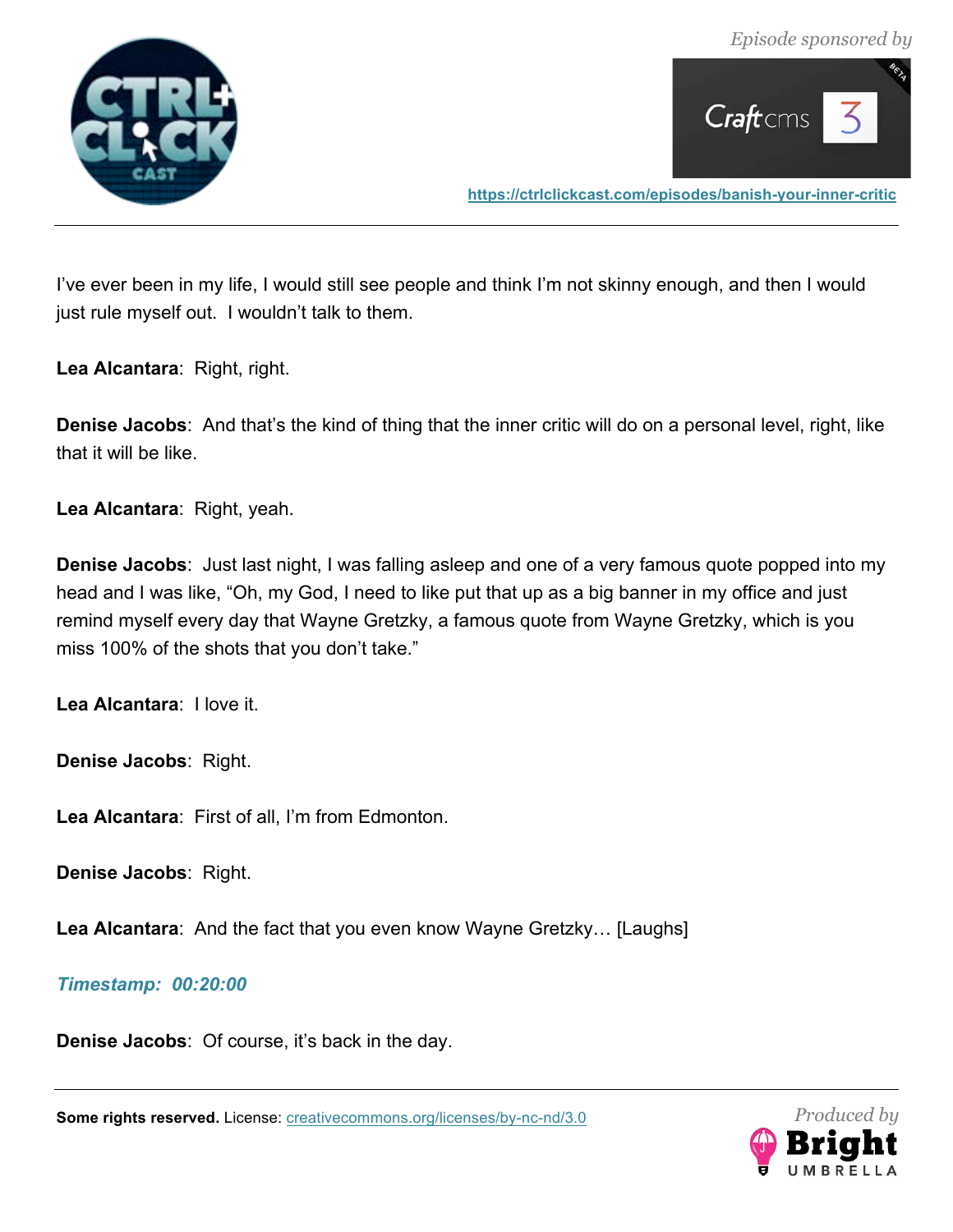I've ever been in my life, I would still see people and think I'm not skinny enough, and then I would just rule myself out. I wouldn't talk to them.

**Lea Alcantara**: Right, right.

**Denise Jacobs**: And that's the kind of thing that the inner critic will do on a personal level, right, like that it will be like.

**Lea Alcantara**: Right, yeah.

**Denise Jacobs**: Just last night, I was falling asleep and one of a very famous quote popped into my head and I was like, "Oh, my God, I need to like put that up as a big banner in my office and just remind myself every day that Wayne Gretzky, a famous quote from Wayne Gretzky, which is you miss 100% of the shots that you don't take."

**Lea Alcantara**: I love it.

**Denise Jacobs**: Right.

**Lea Alcantara**: First of all, I'm from Edmonton.

**Denise Jacobs**: Right.

**Lea Alcantara**: And the fact that you even know Wayne Gretzky… [Laughs]

***Timestamp: 00:20:00***

**Denise Jacobs**: Of course, it's back in the day.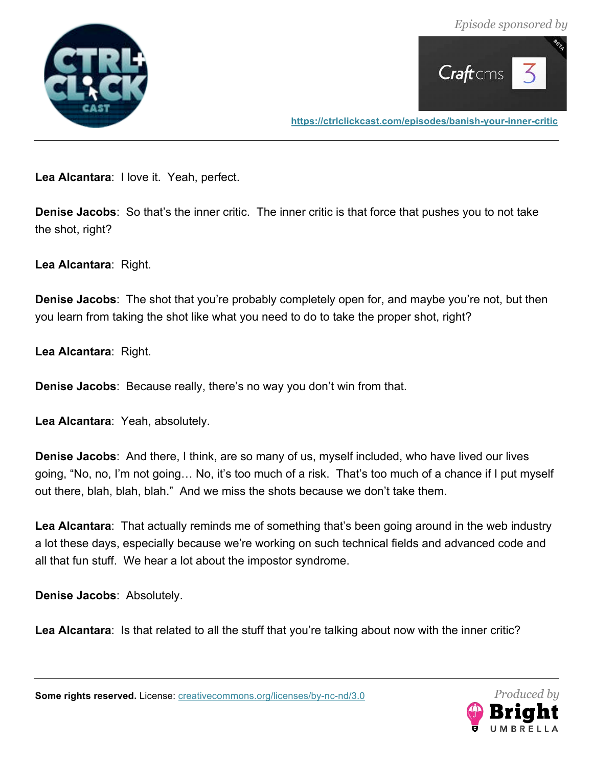**Lea Alcantara**: I love it. Yeah, perfect.

**Denise Jacobs**: So that's the inner critic. The inner critic is that force that pushes you to not take the shot, right?

**Lea Alcantara**: Right.

**Denise Jacobs**: The shot that you're probably completely open for, and maybe you're not, but then you learn from taking the shot like what you need to do to take the proper shot, right?

**Lea Alcantara**: Right.

**Denise Jacobs**: Because really, there's no way you don't win from that.

**Lea Alcantara**: Yeah, absolutely.

**Denise Jacobs**: And there, I think, are so many of us, myself included, who have lived our lives going, "No, no, I'm not going… No, it's too much of a risk. That's too much of a chance if I put myself out there, blah, blah, blah." And we miss the shots because we don't take them.

**Lea Alcantara**: That actually reminds me of something that's been going around in the web industry a lot these days, especially because we're working on such technical fields and advanced code and all that fun stuff. We hear a lot about the impostor syndrome.

**Denise Jacobs**: Absolutely.

**Lea Alcantara**: Is that related to all the stuff that you're talking about now with the inner critic?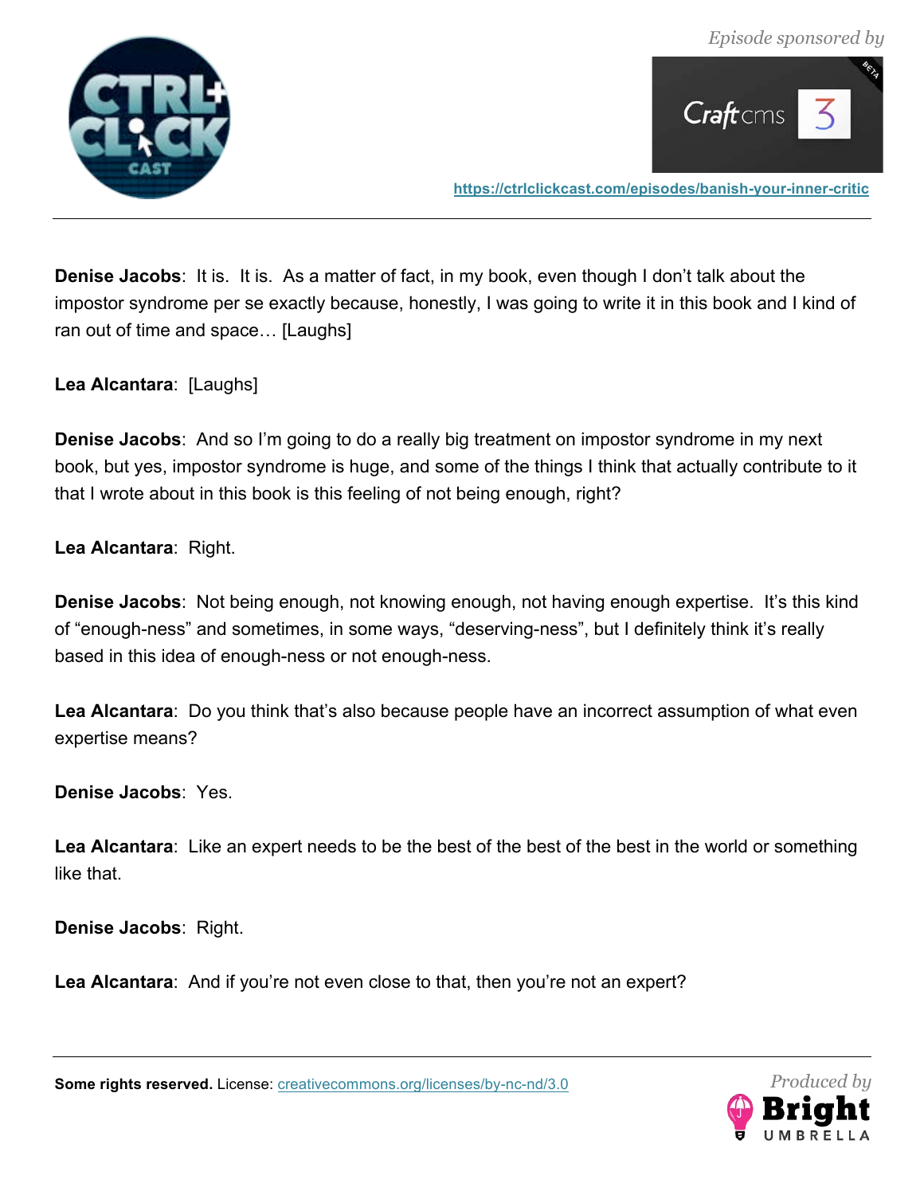**Denise Jacobs**: It is. It is. As a matter of fact, in my book, even though I don't talk about the impostor syndrome per se exactly because, honestly, I was going to write it in this book and I kind of ran out of time and space… [Laughs]

**Lea Alcantara**: [Laughs]

**Denise Jacobs**: And so I'm going to do a really big treatment on impostor syndrome in my next book, but yes, impostor syndrome is huge, and some of the things I think that actually contribute to it that I wrote about in this book is this feeling of not being enough, right?

**Lea Alcantara**: Right.

**Denise Jacobs**: Not being enough, not knowing enough, not having enough expertise. It's this kind of "enough-ness" and sometimes, in some ways, "deserving-ness", but I definitely think it's really based in this idea of enough-ness or not enough-ness.

**Lea Alcantara**: Do you think that's also because people have an incorrect assumption of what even expertise means?

**Denise Jacobs**: Yes.

**Lea Alcantara**: Like an expert needs to be the best of the best of the best in the world or something like that.

**Denise Jacobs**: Right.

**Lea Alcantara**: And if you're not even close to that, then you're not an expert?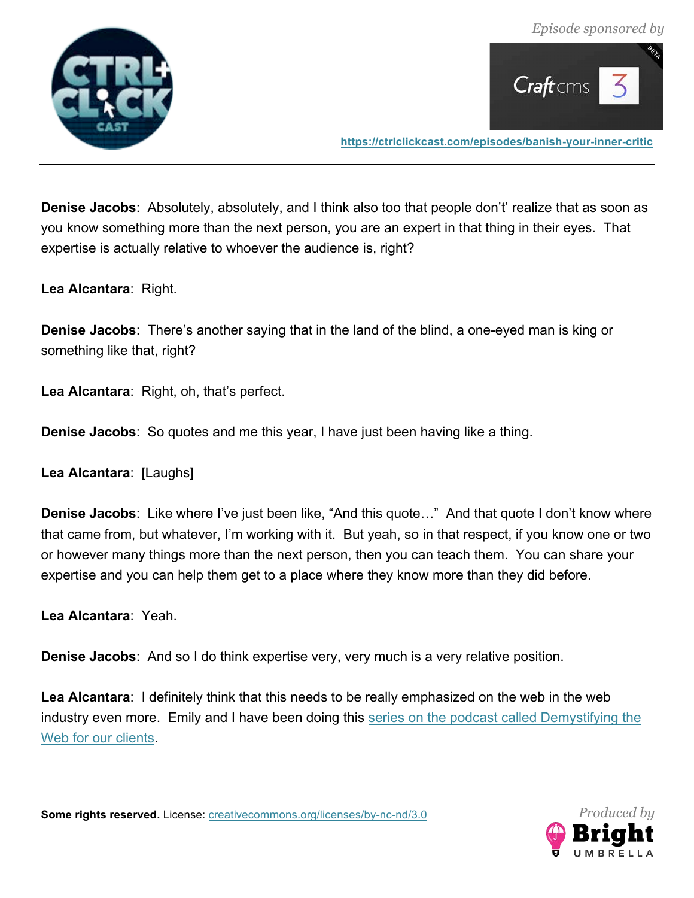**Denise Jacobs**: Absolutely, absolutely, and I think also too that people don't' realize that as soon as you know something more than the next person, you are an expert in that thing in their eyes. That expertise is actually relative to whoever the audience is, right?

**Lea Alcantara**: Right.

**Denise Jacobs**: There's another saying that in the land of the blind, a one-eyed man is king or something like that, right?

**Lea Alcantara**: Right, oh, that's perfect.

**Denise Jacobs**: So quotes and me this year, I have just been having like a thing.

**Lea Alcantara**: [Laughs]

**Denise Jacobs**: Like where I've just been like, "And this quote…" And that quote I don't know where that came from, but whatever, I'm working with it. But yeah, so in that respect, if you know one or two or however many things more than the next person, then you can teach them. You can share your expertise and you can help them get to a place where they know more than they did before.

**Lea Alcantara**: Yeah.

**Denise Jacobs**: And so I do think expertise very, very much is a very relative position.

**Lea Alcantara**: I definitely think that this needs to be really emphasized on the web in the web industry even more. Emily and I have been doing this series on the podcast called Demystifying the Web for our clients.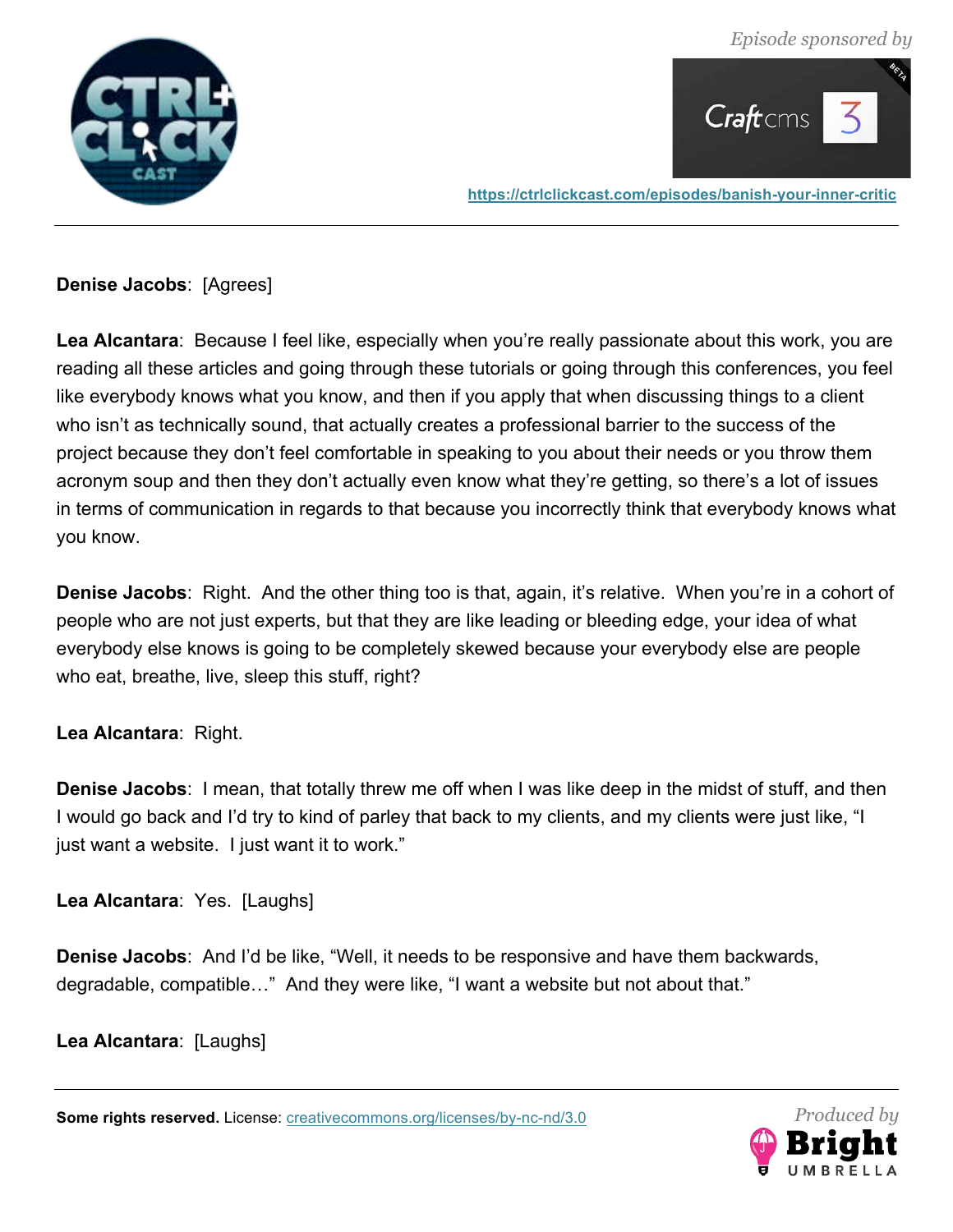**Denise Jacobs**:  [Agrees]

**Lea Alcantara**:  Because I feel like, especially when you're really passionate about this work, you are reading all these articles and going through these tutorials or going through this conferences, you feel like everybody knows what you know, and then if you apply that when discussing things to a client who isn't as technically sound, that actually creates a professional barrier to the success of the project because they don't feel comfortable in speaking to you about their needs or you throw them acronym soup and then they don't actually even know what they're getting, so there's a lot of issues in terms of communication in regards to that because you incorrectly think that everybody knows what you know.

**Denise Jacobs**:  Right.  And the other thing too is that, again, it's relative.  When you're in a cohort of people who are not just experts, but that they are like leading or bleeding edge, your idea of what everybody else knows is going to be completely skewed because your everybody else are people who eat, breathe, live, sleep this stuff, right?

**Lea Alcantara**:  Right.

**Denise Jacobs**:  I mean, that totally threw me off when I was like deep in the midst of stuff, and then I would go back and I'd try to kind of parley that back to my clients, and my clients were just like, "I just want a website.  I just want it to work."

**Lea Alcantara**:  Yes.  [Laughs]

**Denise Jacobs**:  And I'd be like, "Well, it needs to be responsive and have them backwards, degradable, compatible…"  And they were like, "I want a website but not about that."

**Lea Alcantara**:  [Laughs]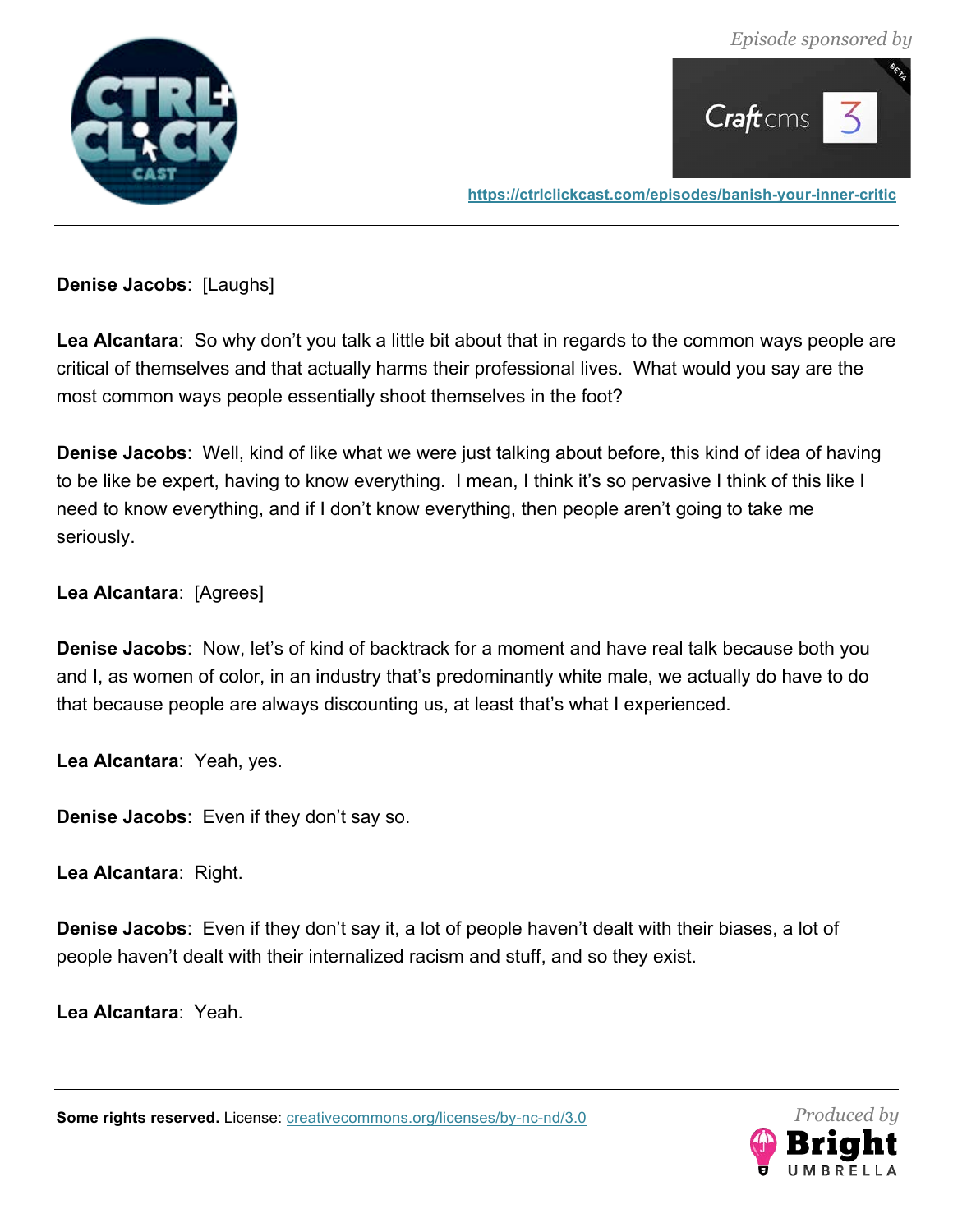**Denise Jacobs**: [Laughs]

**Lea Alcantara**: So why don't you talk a little bit about that in regards to the common ways people are critical of themselves and that actually harms their professional lives. What would you say are the most common ways people essentially shoot themselves in the foot?

**Denise Jacobs**: Well, kind of like what we were just talking about before, this kind of idea of having to be like be expert, having to know everything. I mean, I think it's so pervasive I think of this like I need to know everything, and if I don't know everything, then people aren't going to take me seriously.

**Lea Alcantara**: [Agrees]

**Denise Jacobs**: Now, let's of kind of backtrack for a moment and have real talk because both you and I, as women of color, in an industry that's predominantly white male, we actually do have to do that because people are always discounting us, at least that's what I experienced.

**Lea Alcantara**: Yeah, yes.

**Denise Jacobs**: Even if they don't say so.

**Lea Alcantara**: Right.

**Denise Jacobs**: Even if they don't say it, a lot of people haven't dealt with their biases, a lot of people haven't dealt with their internalized racism and stuff, and so they exist.

**Lea Alcantara**: Yeah.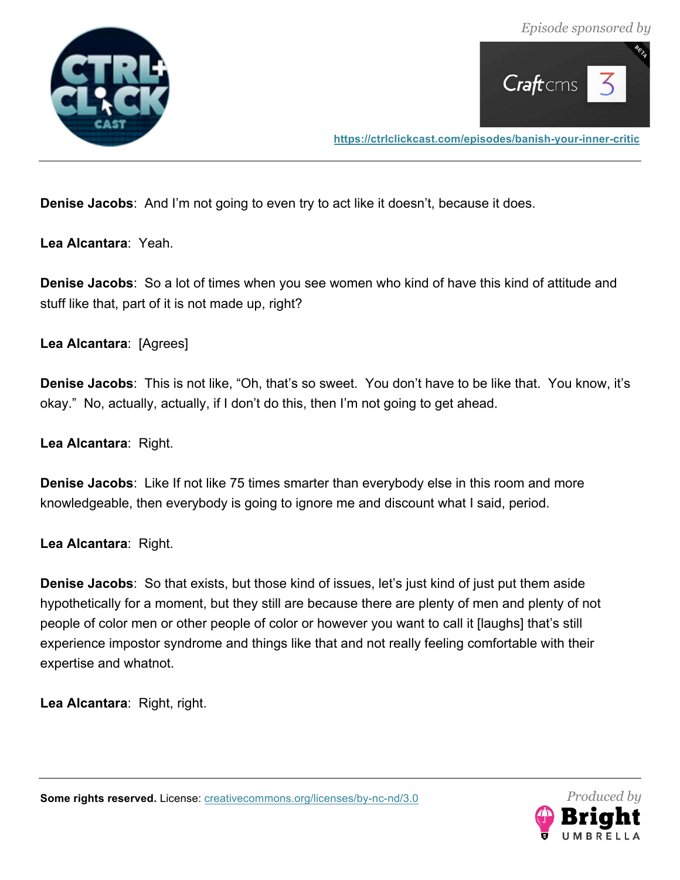**Denise Jacobs**: And I'm not going to even try to act like it doesn't, because it does.

**Lea Alcantara**: Yeah.

**Denise Jacobs**: So a lot of times when you see women who kind of have this kind of attitude and stuff like that, part of it is not made up, right?

**Lea Alcantara**: [Agrees]

**Denise Jacobs**: This is not like, "Oh, that's so sweet. You don't have to be like that. You know, it's okay." No, actually, actually, if I don't do this, then I'm not going to get ahead.

**Lea Alcantara**: Right.

**Denise Jacobs**: Like If not like 75 times smarter than everybody else in this room and more knowledgeable, then everybody is going to ignore me and discount what I said, period.

**Lea Alcantara**: Right.

**Denise Jacobs**: So that exists, but those kind of issues, let's just kind of just put them aside hypothetically for a moment, but they still are because there are plenty of men and plenty of not people of color men or other people of color or however you want to call it [laughs] that's still experience impostor syndrome and things like that and not really feeling comfortable with their expertise and whatnot.

**Lea Alcantara**: Right, right.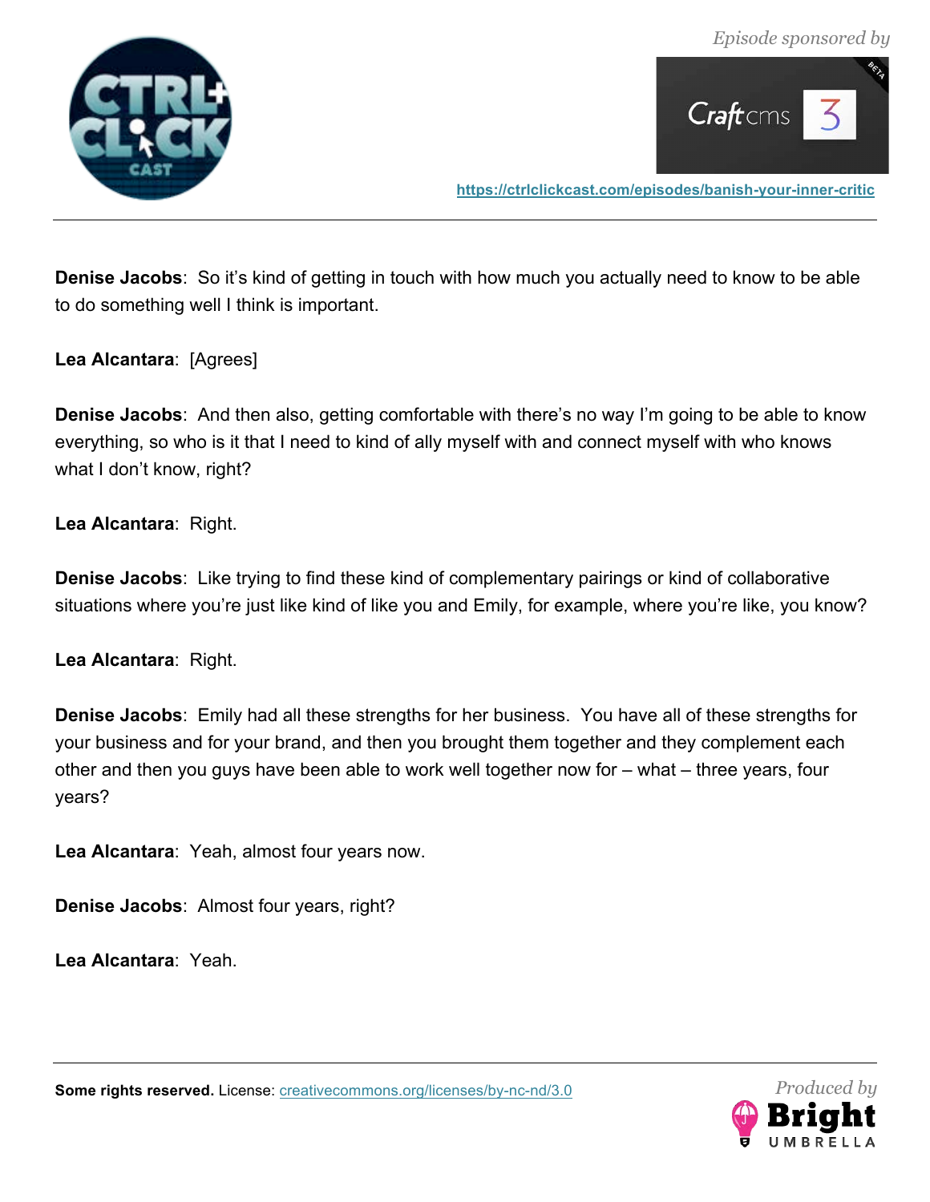**Denise Jacobs**: So it's kind of getting in touch with how much you actually need to know to be able to do something well I think is important.

**Lea Alcantara**: [Agrees]

**Denise Jacobs**: And then also, getting comfortable with there's no way I'm going to be able to know everything, so who is it that I need to kind of ally myself with and connect myself with who knows what I don't know, right?

**Lea Alcantara**: Right.

**Denise Jacobs**: Like trying to find these kind of complementary pairings or kind of collaborative situations where you're just like kind of like you and Emily, for example, where you're like, you know?

**Lea Alcantara**: Right.

**Denise Jacobs**: Emily had all these strengths for her business. You have all of these strengths for your business and for your brand, and then you brought them together and they complement each other and then you guys have been able to work well together now for – what – three years, four years?

**Lea Alcantara**: Yeah, almost four years now.

**Denise Jacobs**: Almost four years, right?

**Lea Alcantara**: Yeah.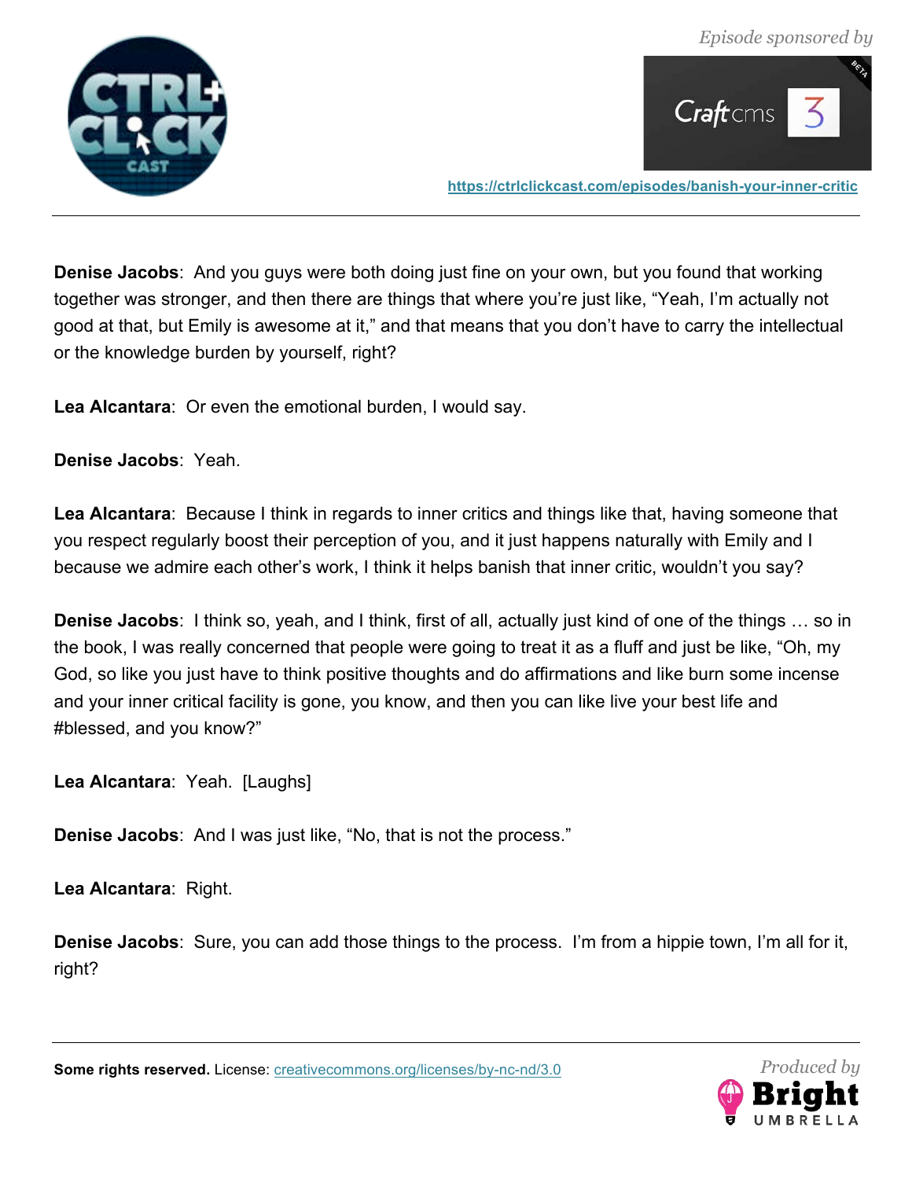**Denise Jacobs**: And you guys were both doing just fine on your own, but you found that working together was stronger, and then there are things that where you're just like, "Yeah, I'm actually not good at that, but Emily is awesome at it," and that means that you don't have to carry the intellectual or the knowledge burden by yourself, right?

**Lea Alcantara**: Or even the emotional burden, I would say.

**Denise Jacobs**: Yeah.

**Lea Alcantara**: Because I think in regards to inner critics and things like that, having someone that you respect regularly boost their perception of you, and it just happens naturally with Emily and I because we admire each other's work, I think it helps banish that inner critic, wouldn't you say?

**Denise Jacobs**: I think so, yeah, and I think, first of all, actually just kind of one of the things … so in the book, I was really concerned that people were going to treat it as a fluff and just be like, "Oh, my God, so like you just have to think positive thoughts and do affirmations and like burn some incense and your inner critical facility is gone, you know, and then you can like live your best life and #blessed, and you know?"

**Lea Alcantara**: Yeah. [Laughs]

**Denise Jacobs**: And I was just like, "No, that is not the process."

**Lea Alcantara**: Right.

**Denise Jacobs**: Sure, you can add those things to the process. I'm from a hippie town, I'm all for it, right?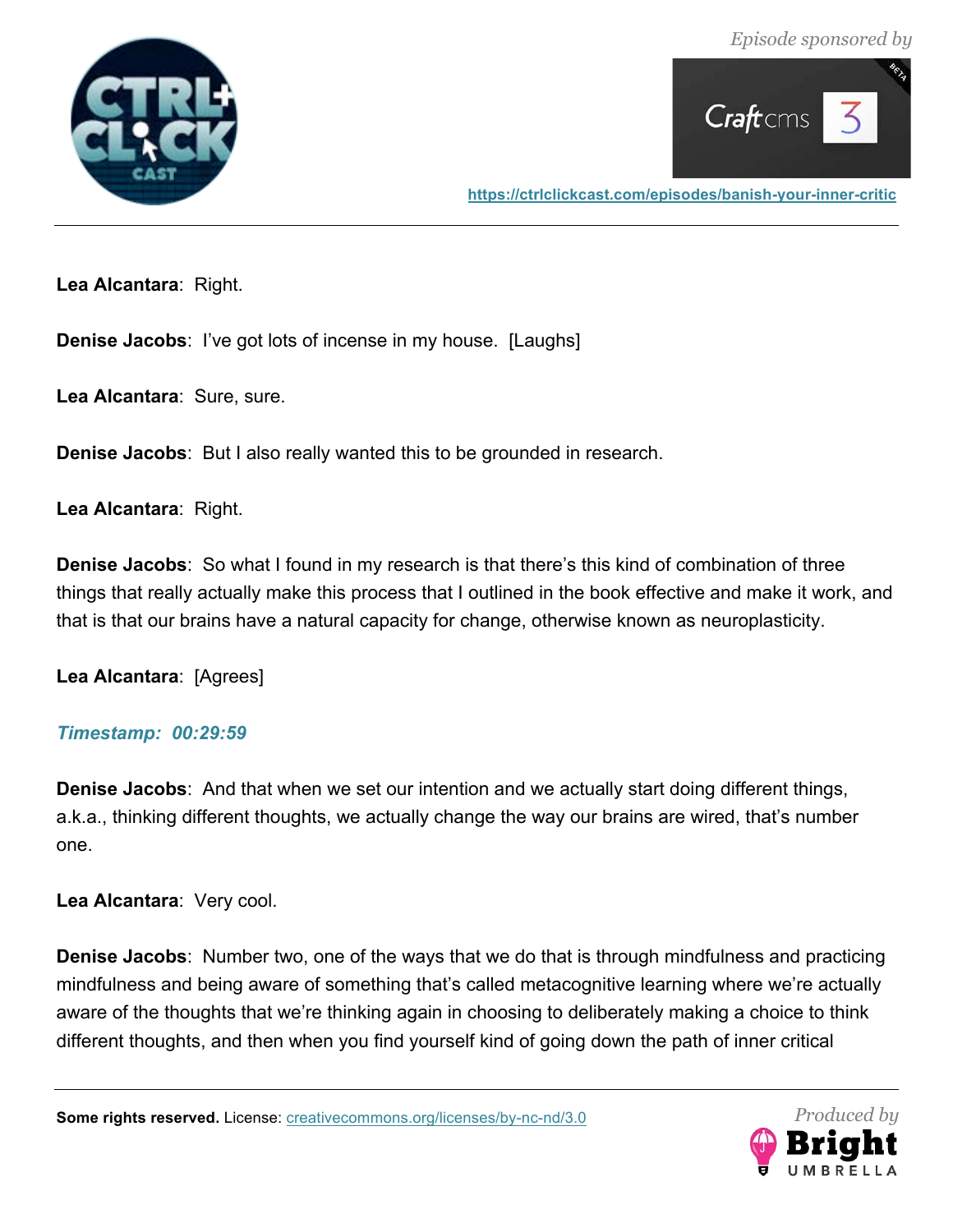**Lea Alcantara**: Right.

**Denise Jacobs**: I've got lots of incense in my house. [Laughs]

**Lea Alcantara**: Sure, sure.

**Denise Jacobs**: But I also really wanted this to be grounded in research.

**Lea Alcantara**: Right.

**Denise Jacobs**: So what I found in my research is that there's this kind of combination of three things that really actually make this process that I outlined in the book effective and make it work, and that is that our brains have a natural capacity for change, otherwise known as neuroplasticity.

**Lea Alcantara**: [Agrees]

***Timestamp: 00:29:59***

**Denise Jacobs**: And that when we set our intention and we actually start doing different things, a.k.a., thinking different thoughts, we actually change the way our brains are wired, that's number one.

**Lea Alcantara**: Very cool.

**Denise Jacobs**: Number two, one of the ways that we do that is through mindfulness and practicing mindfulness and being aware of something that's called metacognitive learning where we're actually aware of the thoughts that we're thinking again in choosing to deliberately making a choice to think different thoughts, and then when you find yourself kind of going down the path of inner critical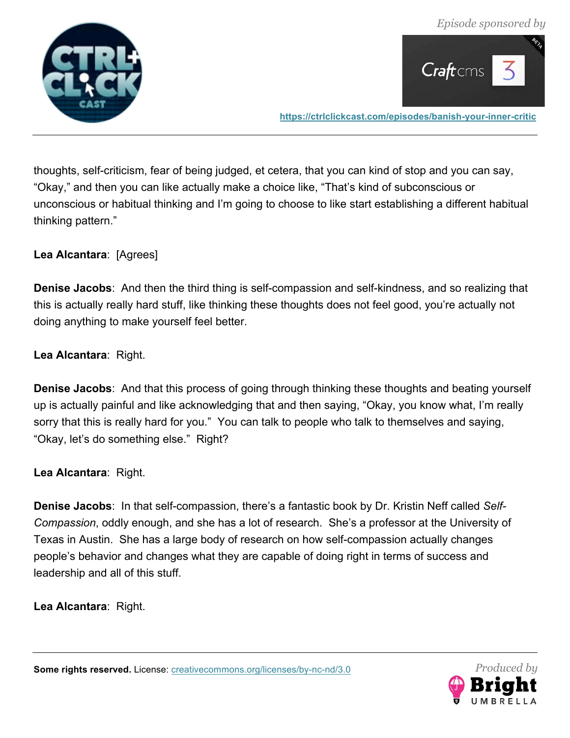thoughts, self-criticism, fear of being judged, et cetera, that you can kind of stop and you can say, “Okay,” and then you can like actually make a choice like, “That’s kind of subconscious or unconscious or habitual thinking and I’m going to choose to like start establishing a different habitual thinking pattern.”

**Lea Alcantara**: [Agrees]

**Denise Jacobs**: And then the third thing is self-compassion and self-kindness, and so realizing that this is actually really hard stuff, like thinking these thoughts does not feel good, you’re actually not doing anything to make yourself feel better.

**Lea Alcantara**: Right.

**Denise Jacobs**: And that this process of going through thinking these thoughts and beating yourself up is actually painful and like acknowledging that and then saying, “Okay, you know what, I’m really sorry that this is really hard for you.” You can talk to people who talk to themselves and saying, “Okay, let’s do something else.” Right?

**Lea Alcantara**: Right.

**Denise Jacobs**: In that self-compassion, there’s a fantastic book by Dr. Kristin Neff called *Self-Compassion*, oddly enough, and she has a lot of research. She’s a professor at the University of Texas in Austin. She has a large body of research on how self-compassion actually changes people’s behavior and changes what they are capable of doing right in terms of success and leadership and all of this stuff.

**Lea Alcantara**: Right.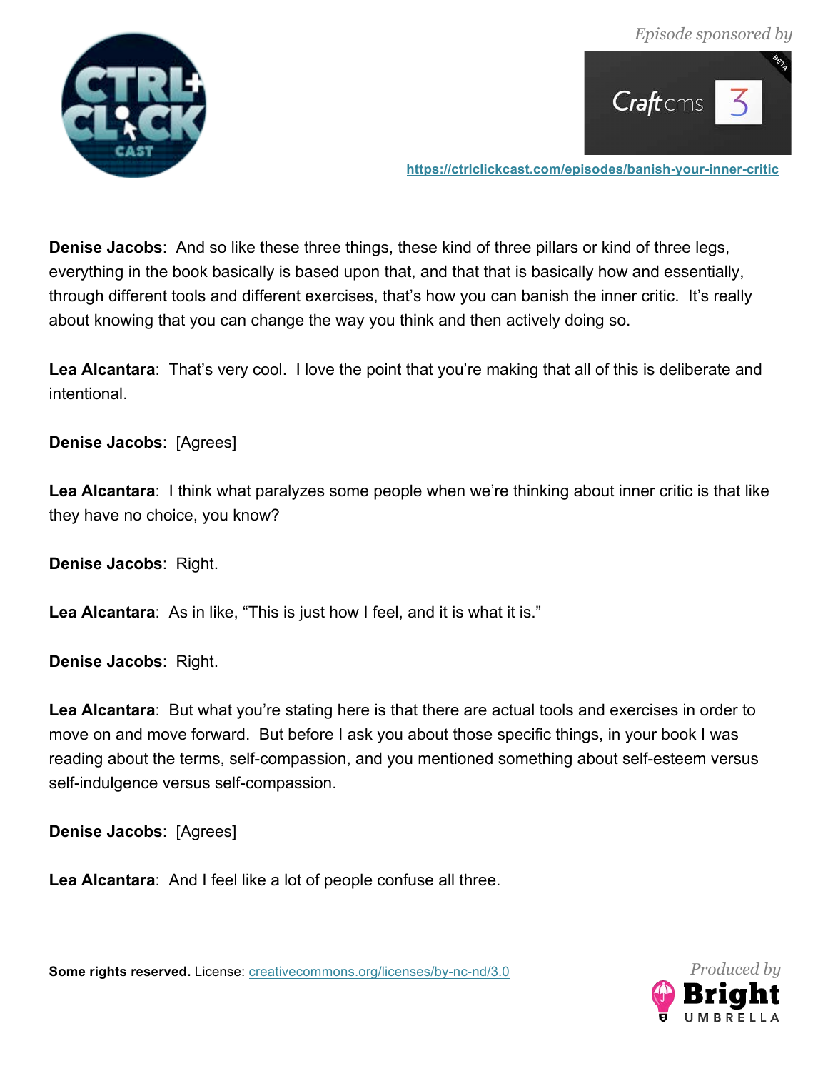**Denise Jacobs**: And so like these three things, these kind of three pillars or kind of three legs, everything in the book basically is based upon that, and that that is basically how and essentially, through different tools and different exercises, that's how you can banish the inner critic. It's really about knowing that you can change the way you think and then actively doing so.

**Lea Alcantara**: That's very cool. I love the point that you're making that all of this is deliberate and intentional.

**Denise Jacobs**: [Agrees]

**Lea Alcantara**: I think what paralyzes some people when we're thinking about inner critic is that like they have no choice, you know?

**Denise Jacobs**: Right.

**Lea Alcantara**: As in like, "This is just how I feel, and it is what it is."

**Denise Jacobs**: Right.

**Lea Alcantara**: But what you're stating here is that there are actual tools and exercises in order to move on and move forward. But before I ask you about those specific things, in your book I was reading about the terms, self-compassion, and you mentioned something about self-esteem versus self-indulgence versus self-compassion.

**Denise Jacobs**: [Agrees]

**Lea Alcantara**: And I feel like a lot of people confuse all three.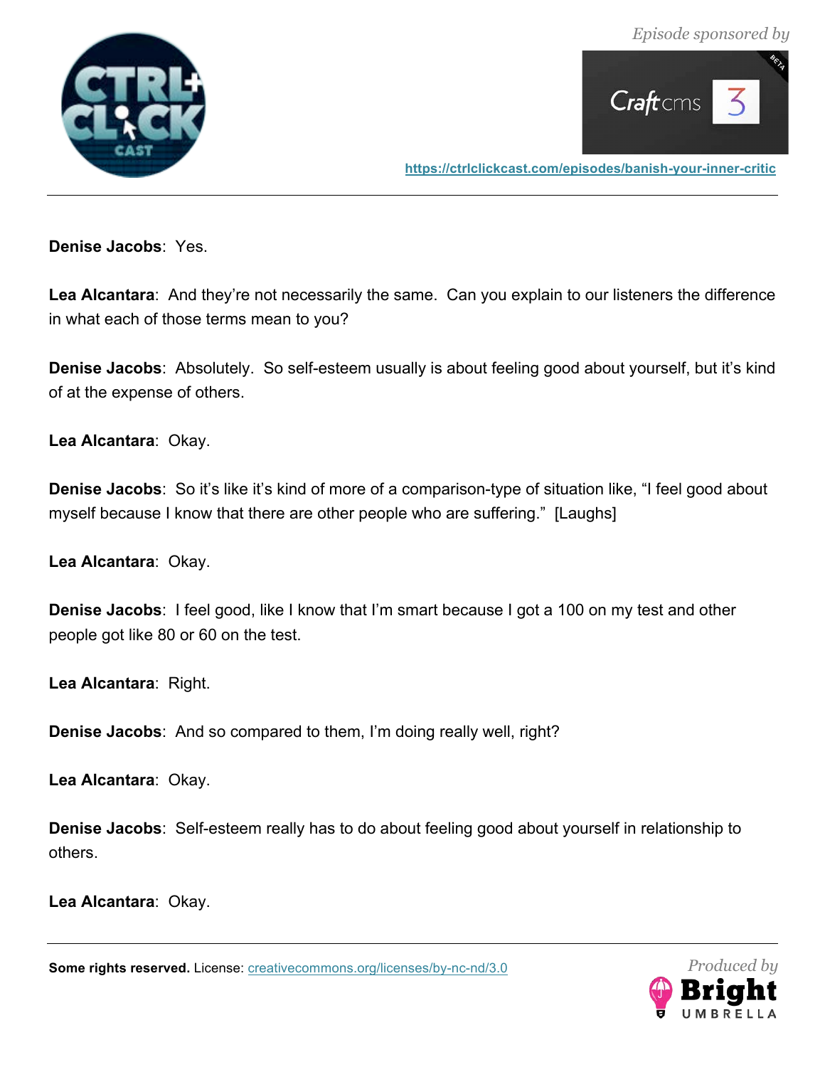**Denise Jacobs**: Yes.

**Lea Alcantara**: And they're not necessarily the same. Can you explain to our listeners the difference in what each of those terms mean to you?

**Denise Jacobs**: Absolutely. So self-esteem usually is about feeling good about yourself, but it's kind of at the expense of others.

**Lea Alcantara**: Okay.

**Denise Jacobs**: So it's like it's kind of more of a comparison-type of situation like, "I feel good about myself because I know that there are other people who are suffering." [Laughs]

**Lea Alcantara**: Okay.

**Denise Jacobs**: I feel good, like I know that I'm smart because I got a 100 on my test and other people got like 80 or 60 on the test.

**Lea Alcantara**: Right.

**Denise Jacobs**: And so compared to them, I'm doing really well, right?

**Lea Alcantara**: Okay.

**Denise Jacobs**: Self-esteem really has to do about feeling good about yourself in relationship to others.

**Lea Alcantara**: Okay.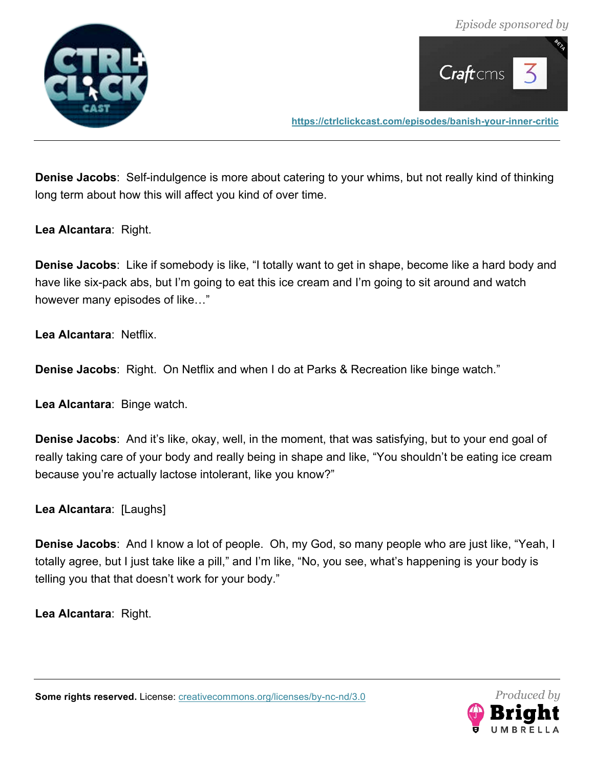**Denise Jacobs**: Self-indulgence is more about catering to your whims, but not really kind of thinking long term about how this will affect you kind of over time.

**Lea Alcantara**: Right.

**Denise Jacobs**: Like if somebody is like, "I totally want to get in shape, become like a hard body and have like six-pack abs, but I'm going to eat this ice cream and I'm going to sit around and watch however many episodes of like…"

**Lea Alcantara**: Netflix.

**Denise Jacobs**: Right. On Netflix and when I do at Parks & Recreation like binge watch."

**Lea Alcantara**: Binge watch.

**Denise Jacobs**: And it's like, okay, well, in the moment, that was satisfying, but to your end goal of really taking care of your body and really being in shape and like, "You shouldn't be eating ice cream because you're actually lactose intolerant, like you know?"

**Lea Alcantara**: [Laughs]

**Denise Jacobs**: And I know a lot of people. Oh, my God, so many people who are just like, "Yeah, I totally agree, but I just take like a pill," and I'm like, "No, you see, what's happening is your body is telling you that that doesn't work for your body."

**Lea Alcantara**: Right.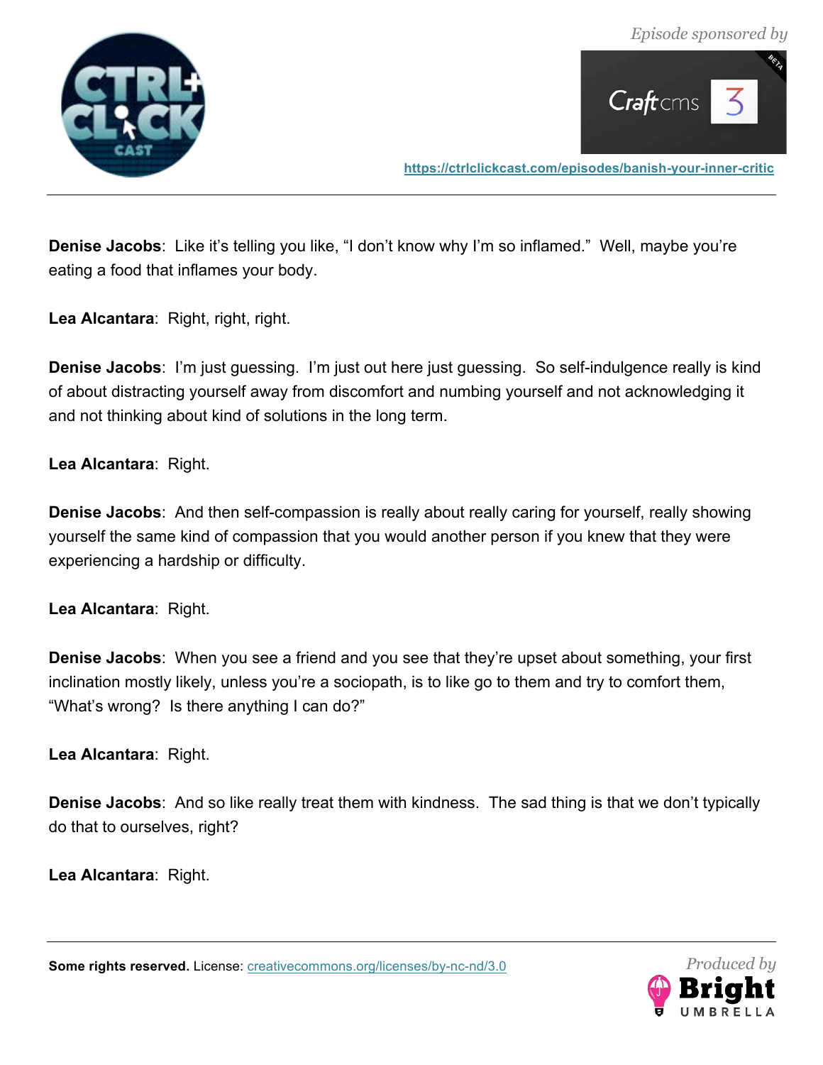**Denise Jacobs**: Like it's telling you like, "I don't know why I'm so inflamed." Well, maybe you're eating a food that inflames your body.

**Lea Alcantara**: Right, right, right.

**Denise Jacobs**: I'm just guessing. I'm just out here just guessing. So self-indulgence really is kind of about distracting yourself away from discomfort and numbing yourself and not acknowledging it and not thinking about kind of solutions in the long term.

**Lea Alcantara**: Right.

**Denise Jacobs**: And then self-compassion is really about really caring for yourself, really showing yourself the same kind of compassion that you would another person if you knew that they were experiencing a hardship or difficulty.

**Lea Alcantara**: Right.

**Denise Jacobs**: When you see a friend and you see that they're upset about something, your first inclination mostly likely, unless you're a sociopath, is to like go to them and try to comfort them, "What's wrong? Is there anything I can do?"

**Lea Alcantara**: Right.

**Denise Jacobs**: And so like really treat them with kindness. The sad thing is that we don't typically do that to ourselves, right?

**Lea Alcantara**: Right.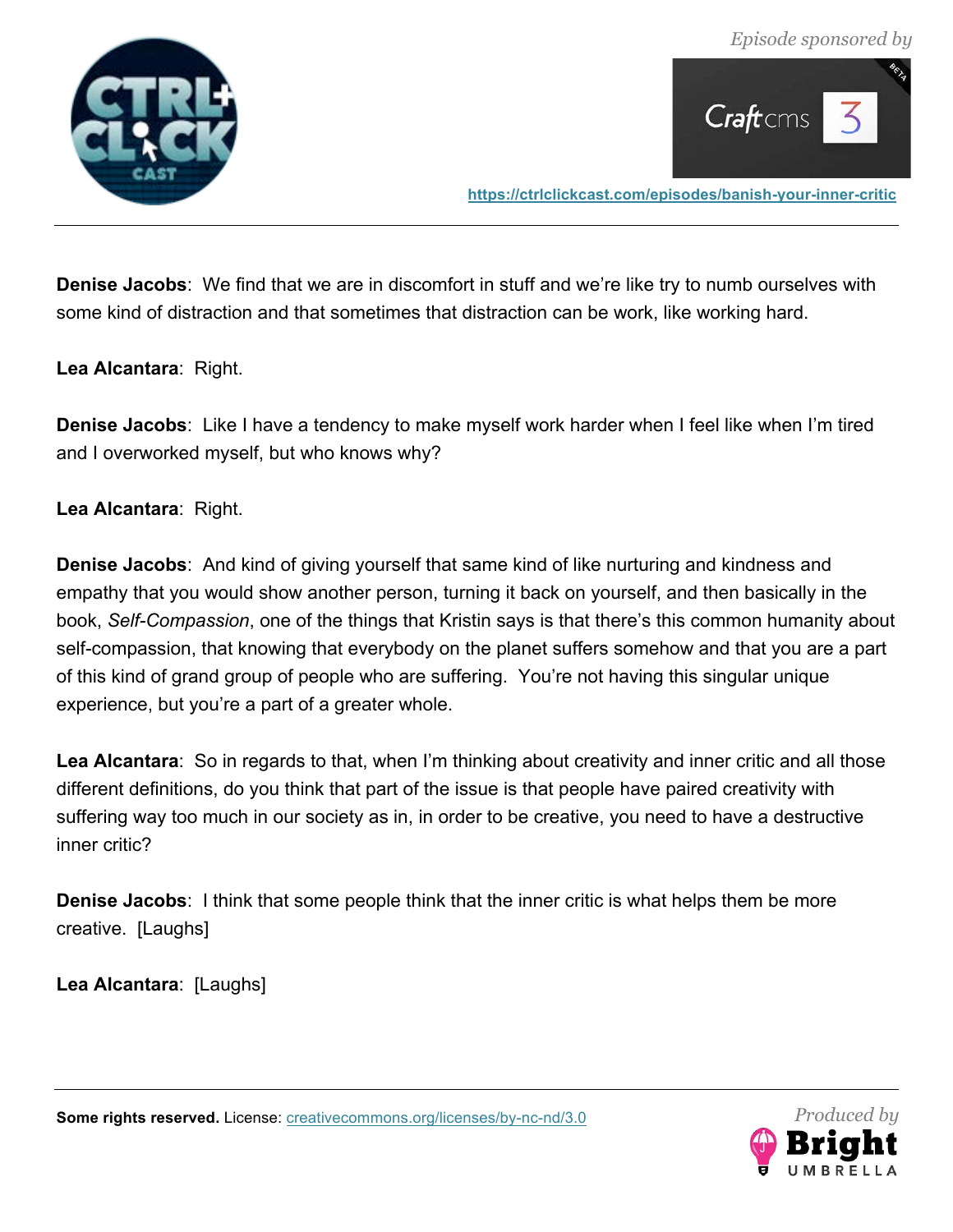**Denise Jacobs**: We find that we are in discomfort in stuff and we're like try to numb ourselves with some kind of distraction and that sometimes that distraction can be work, like working hard.

**Lea Alcantara**: Right.

**Denise Jacobs**: Like I have a tendency to make myself work harder when I feel like when I'm tired and I overworked myself, but who knows why?

**Lea Alcantara**: Right.

**Denise Jacobs**: And kind of giving yourself that same kind of like nurturing and kindness and empathy that you would show another person, turning it back on yourself, and then basically in the book, *Self-Compassion*, one of the things that Kristin says is that there's this common humanity about self-compassion, that knowing that everybody on the planet suffers somehow and that you are a part of this kind of grand group of people who are suffering. You're not having this singular unique experience, but you're a part of a greater whole.

**Lea Alcantara**: So in regards to that, when I'm thinking about creativity and inner critic and all those different definitions, do you think that part of the issue is that people have paired creativity with suffering way too much in our society as in, in order to be creative, you need to have a destructive inner critic?

**Denise Jacobs**: I think that some people think that the inner critic is what helps them be more creative. [Laughs]

**Lea Alcantara**: [Laughs]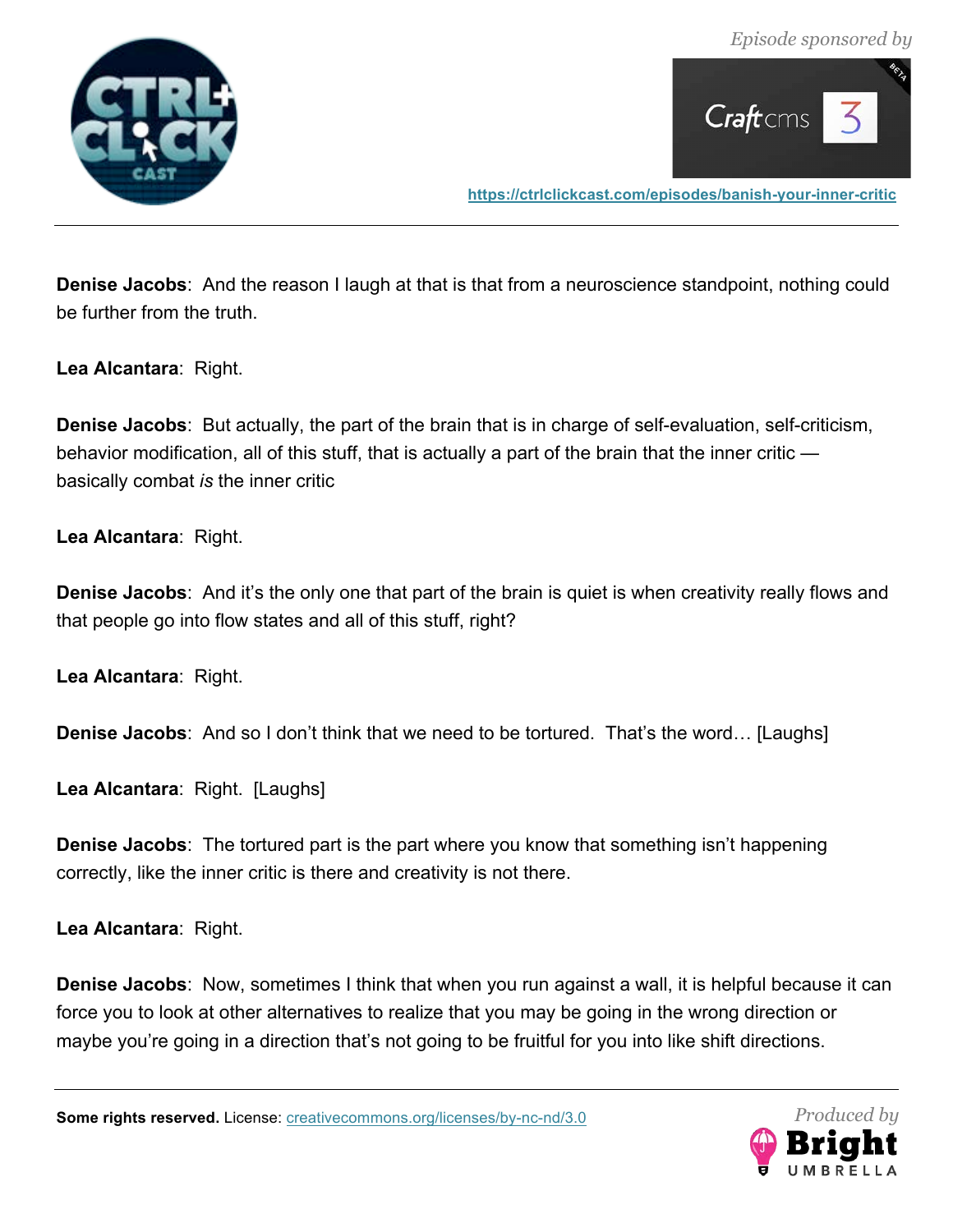**Denise Jacobs**: And the reason I laugh at that is that from a neuroscience standpoint, nothing could be further from the truth.

**Lea Alcantara**: Right.

**Denise Jacobs**: But actually, the part of the brain that is in charge of self-evaluation, self-criticism, behavior modification, all of this stuff, that is actually a part of the brain that the inner critic — basically combat *is* the inner critic

**Lea Alcantara**: Right.

**Denise Jacobs**: And it's the only one that part of the brain is quiet is when creativity really flows and that people go into flow states and all of this stuff, right?

**Lea Alcantara**: Right.

**Denise Jacobs**: And so I don't think that we need to be tortured. That's the word… [Laughs]

**Lea Alcantara**: Right. [Laughs]

**Denise Jacobs**: The tortured part is the part where you know that something isn't happening correctly, like the inner critic is there and creativity is not there.

**Lea Alcantara**: Right.

**Denise Jacobs**: Now, sometimes I think that when you run against a wall, it is helpful because it can force you to look at other alternatives to realize that you may be going in the wrong direction or maybe you're going in a direction that's not going to be fruitful for you into like shift directions.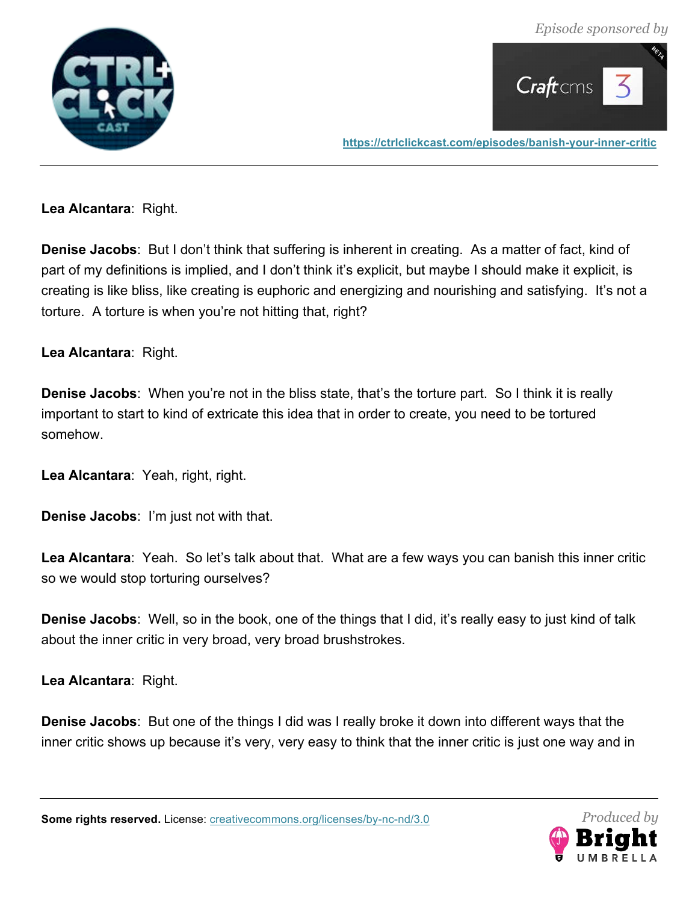**Lea Alcantara**: Right.

**Denise Jacobs**: But I don't think that suffering is inherent in creating. As a matter of fact, kind of part of my definitions is implied, and I don't think it's explicit, but maybe I should make it explicit, is creating is like bliss, like creating is euphoric and energizing and nourishing and satisfying. It's not a torture. A torture is when you're not hitting that, right?

**Lea Alcantara**: Right.

**Denise Jacobs**: When you're not in the bliss state, that's the torture part. So I think it is really important to start to kind of extricate this idea that in order to create, you need to be tortured somehow.

**Lea Alcantara**: Yeah, right, right.

**Denise Jacobs**: I'm just not with that.

**Lea Alcantara**: Yeah. So let's talk about that. What are a few ways you can banish this inner critic so we would stop torturing ourselves?

**Denise Jacobs**: Well, so in the book, one of the things that I did, it's really easy to just kind of talk about the inner critic in very broad, very broad brushstrokes.

**Lea Alcantara**: Right.

**Denise Jacobs**: But one of the things I did was I really broke it down into different ways that the inner critic shows up because it's very, very easy to think that the inner critic is just one way and in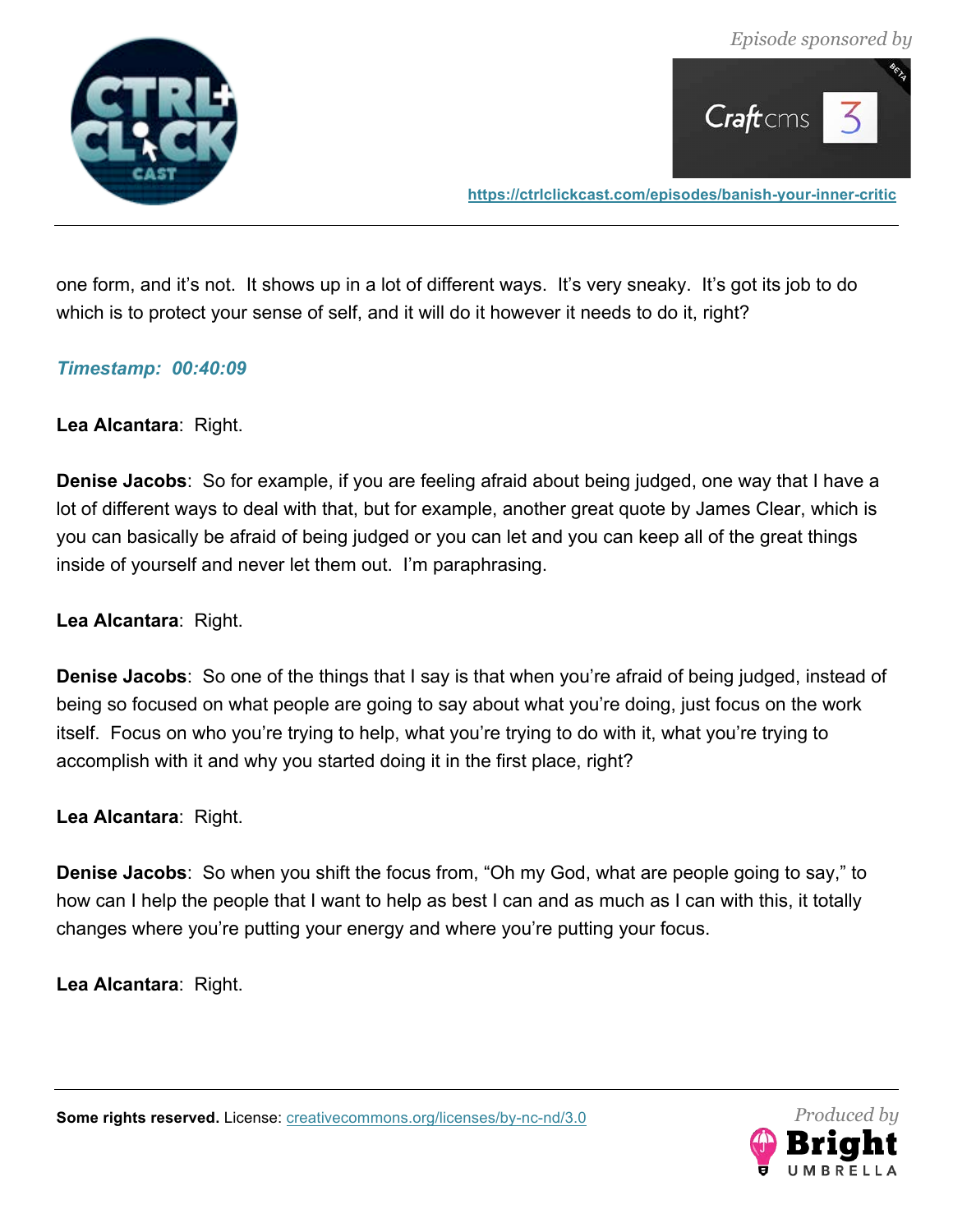one form, and it's not. It shows up in a lot of different ways. It's very sneaky. It's got its job to do which is to protect your sense of self, and it will do it however it needs to do it, right?

*Timestamp: 00:40:09*

**Lea Alcantara**: Right.

**Denise Jacobs**: So for example, if you are feeling afraid about being judged, one way that I have a lot of different ways to deal with that, but for example, another great quote by James Clear, which is you can basically be afraid of being judged or you can let and you can keep all of the great things inside of yourself and never let them out. I'm paraphrasing.

**Lea Alcantara**: Right.

**Denise Jacobs**: So one of the things that I say is that when you're afraid of being judged, instead of being so focused on what people are going to say about what you're doing, just focus on the work itself. Focus on who you're trying to help, what you're trying to do with it, what you're trying to accomplish with it and why you started doing it in the first place, right?

**Lea Alcantara**: Right.

**Denise Jacobs**: So when you shift the focus from, "Oh my God, what are people going to say," to how can I help the people that I want to help as best I can and as much as I can with this, it totally changes where you're putting your energy and where you're putting your focus.

**Lea Alcantara**: Right.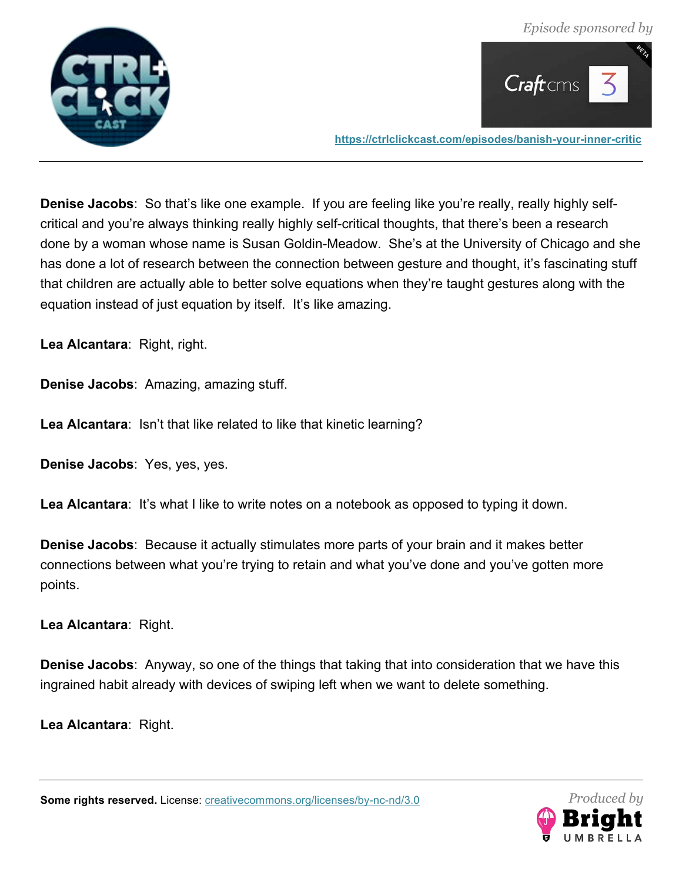**Denise Jacobs**: So that's like one example. If you are feeling like you're really, really highly self-critical and you're always thinking really highly self-critical thoughts, that there's been a research done by a woman whose name is Susan Goldin-Meadow. She's at the University of Chicago and she has done a lot of research between the connection between gesture and thought, it's fascinating stuff that children are actually able to better solve equations when they're taught gestures along with the equation instead of just equation by itself. It's like amazing.

**Lea Alcantara**: Right, right.

**Denise Jacobs**: Amazing, amazing stuff.

**Lea Alcantara**: Isn't that like related to like that kinetic learning?

**Denise Jacobs**: Yes, yes, yes.

**Lea Alcantara**: It's what I like to write notes on a notebook as opposed to typing it down.

**Denise Jacobs**: Because it actually stimulates more parts of your brain and it makes better connections between what you're trying to retain and what you've done and you've gotten more points.

**Lea Alcantara**: Right.

**Denise Jacobs**: Anyway, so one of the things that taking that into consideration that we have this ingrained habit already with devices of swiping left when we want to delete something.

**Lea Alcantara**: Right.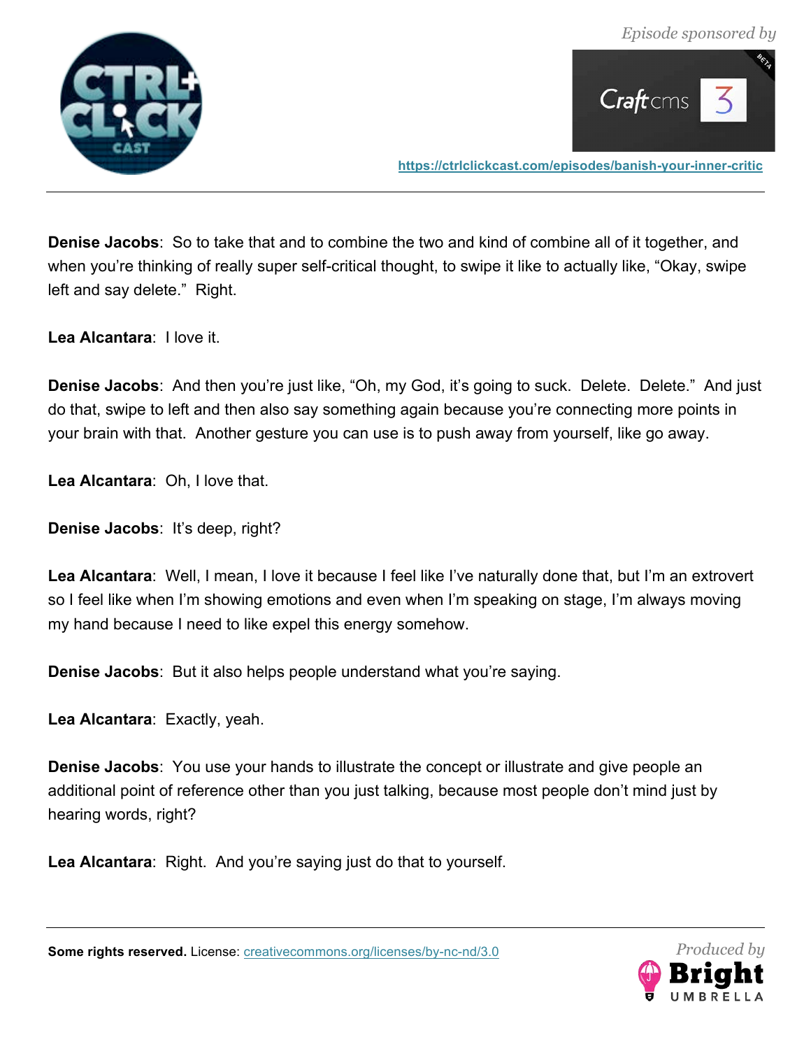**Denise Jacobs**: So to take that and to combine the two and kind of combine all of it together, and when you're thinking of really super self-critical thought, to swipe it like to actually like, "Okay, swipe left and say delete." Right.

**Lea Alcantara**: I love it.

**Denise Jacobs**: And then you're just like, "Oh, my God, it's going to suck. Delete. Delete." And just do that, swipe to left and then also say something again because you're connecting more points in your brain with that. Another gesture you can use is to push away from yourself, like go away.

**Lea Alcantara**: Oh, I love that.

**Denise Jacobs**: It's deep, right?

**Lea Alcantara**: Well, I mean, I love it because I feel like I've naturally done that, but I'm an extrovert so I feel like when I'm showing emotions and even when I'm speaking on stage, I'm always moving my hand because I need to like expel this energy somehow.

**Denise Jacobs**: But it also helps people understand what you're saying.

**Lea Alcantara**: Exactly, yeah.

**Denise Jacobs**: You use your hands to illustrate the concept or illustrate and give people an additional point of reference other than you just talking, because most people don't mind just by hearing words, right?

**Lea Alcantara**: Right. And you're saying just do that to yourself.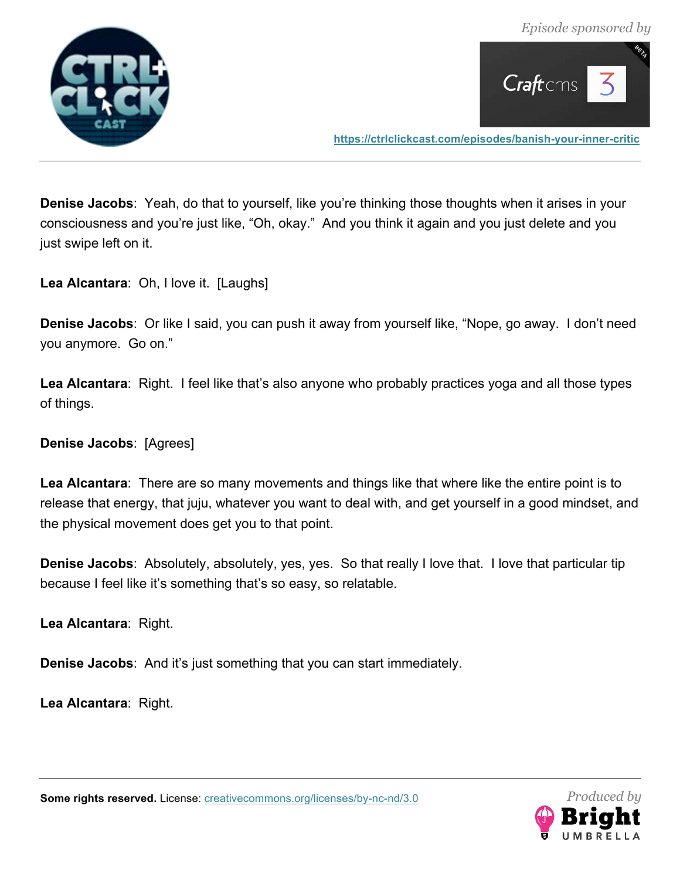**Denise Jacobs**: Yeah, do that to yourself, like you're thinking those thoughts when it arises in your consciousness and you're just like, "Oh, okay." And you think it again and you just delete and you just swipe left on it.

**Lea Alcantara**: Oh, I love it. [Laughs]

**Denise Jacobs**: Or like I said, you can push it away from yourself like, "Nope, go away. I don't need you anymore. Go on."

**Lea Alcantara**: Right. I feel like that's also anyone who probably practices yoga and all those types of things.

**Denise Jacobs**: [Agrees]

**Lea Alcantara**: There are so many movements and things like that where like the entire point is to release that energy, that juju, whatever you want to deal with, and get yourself in a good mindset, and the physical movement does get you to that point.

**Denise Jacobs**: Absolutely, absolutely, yes, yes. So that really I love that. I love that particular tip because I feel like it's something that's so easy, so relatable.

**Lea Alcantara**: Right.

**Denise Jacobs**: And it's just something that you can start immediately.

**Lea Alcantara**: Right.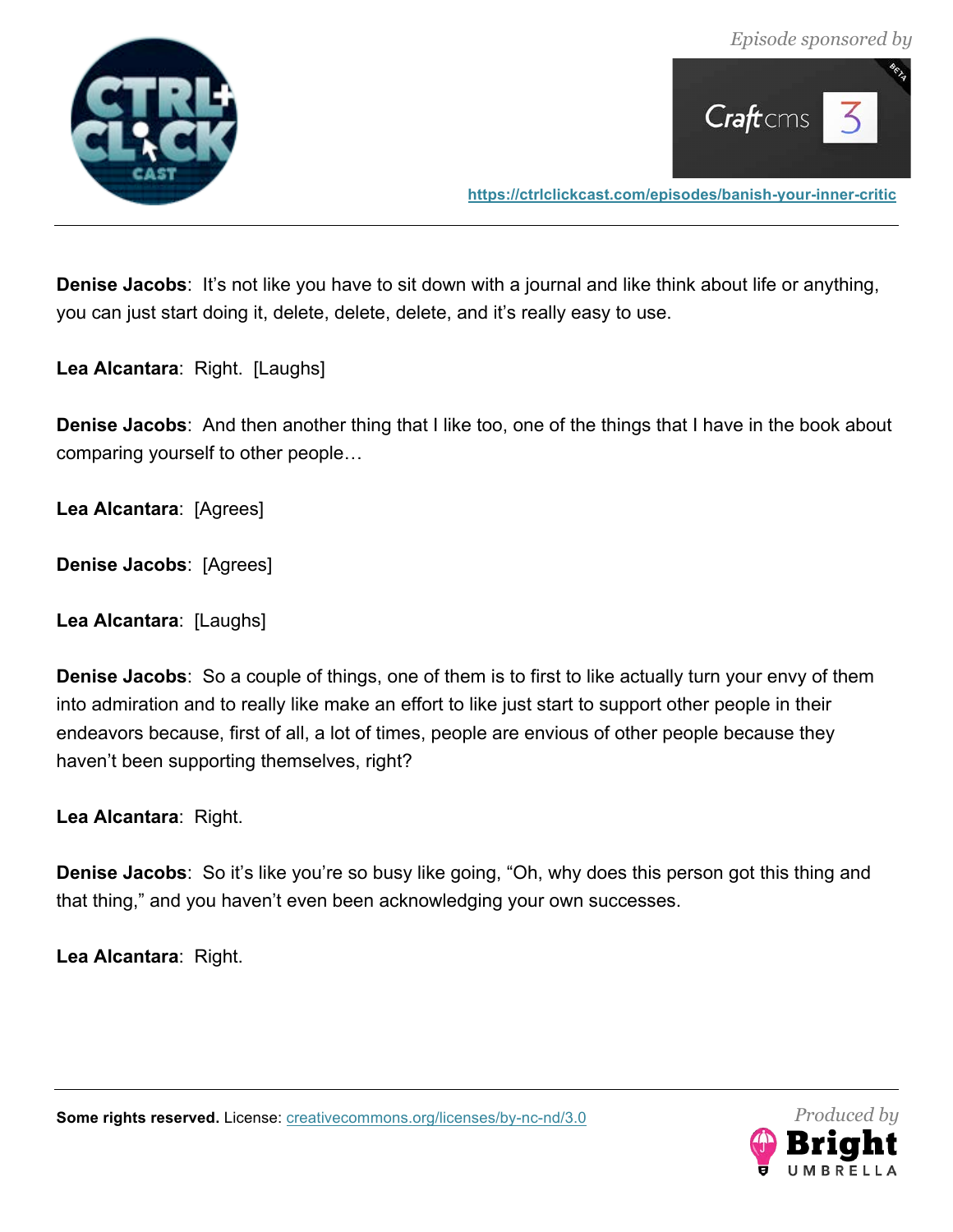**Denise Jacobs**: It's not like you have to sit down with a journal and like think about life or anything, you can just start doing it, delete, delete, delete, and it's really easy to use.

**Lea Alcantara**: Right. [Laughs]

**Denise Jacobs**: And then another thing that I like too, one of the things that I have in the book about comparing yourself to other people…

**Lea Alcantara**: [Agrees]

**Denise Jacobs**: [Agrees]

**Lea Alcantara**: [Laughs]

**Denise Jacobs**: So a couple of things, one of them is to first to like actually turn your envy of them into admiration and to really like make an effort to like just start to support other people in their endeavors because, first of all, a lot of times, people are envious of other people because they haven't been supporting themselves, right?

**Lea Alcantara**: Right.

**Denise Jacobs**: So it's like you're so busy like going, "Oh, why does this person got this thing and that thing," and you haven't even been acknowledging your own successes.

**Lea Alcantara**: Right.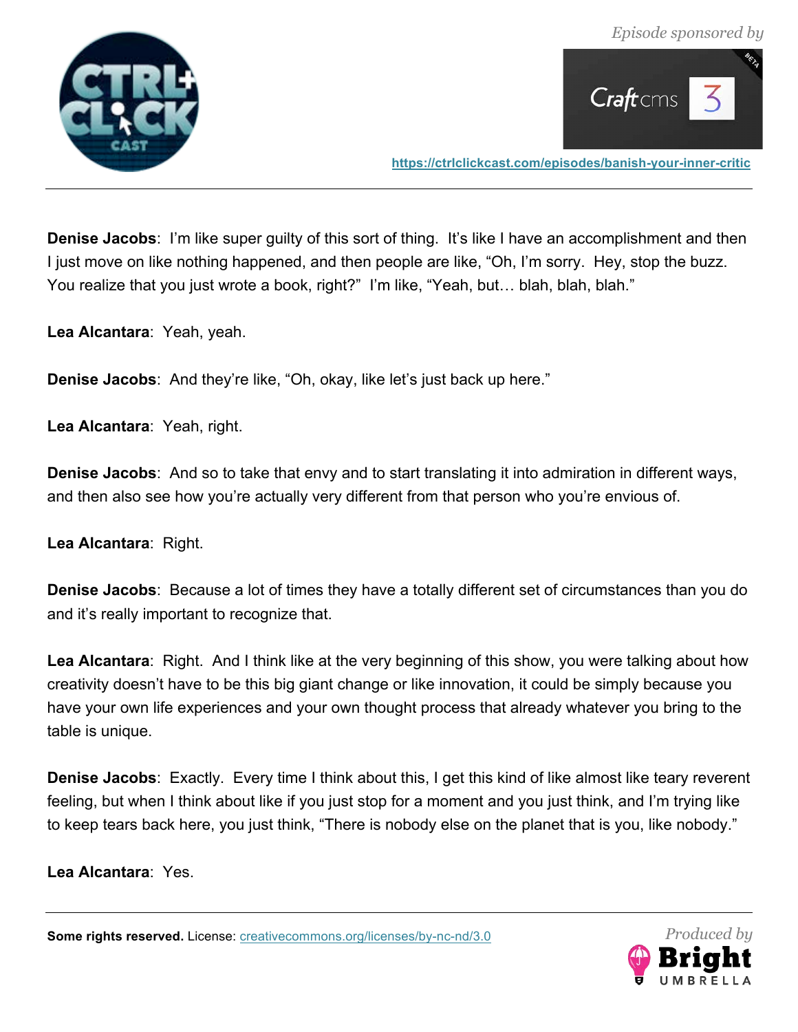**Denise Jacobs**: I'm like super guilty of this sort of thing. It's like I have an accomplishment and then I just move on like nothing happened, and then people are like, "Oh, I'm sorry. Hey, stop the buzz. You realize that you just wrote a book, right?" I'm like, "Yeah, but… blah, blah, blah."

**Lea Alcantara**: Yeah, yeah.

**Denise Jacobs**: And they're like, "Oh, okay, like let's just back up here."

**Lea Alcantara**: Yeah, right.

**Denise Jacobs**: And so to take that envy and to start translating it into admiration in different ways, and then also see how you're actually very different from that person who you're envious of.

**Lea Alcantara**: Right.

**Denise Jacobs**: Because a lot of times they have a totally different set of circumstances than you do and it's really important to recognize that.

**Lea Alcantara**: Right. And I think like at the very beginning of this show, you were talking about how creativity doesn't have to be this big giant change or like innovation, it could be simply because you have your own life experiences and your own thought process that already whatever you bring to the table is unique.

**Denise Jacobs**: Exactly. Every time I think about this, I get this kind of like almost like teary reverent feeling, but when I think about like if you just stop for a moment and you just think, and I'm trying like to keep tears back here, you just think, "There is nobody else on the planet that is you, like nobody."

**Lea Alcantara**: Yes.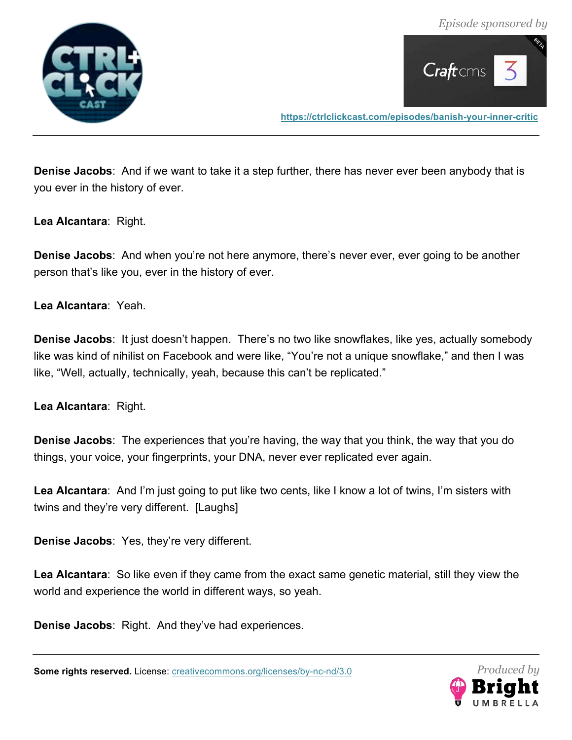**Denise Jacobs**: And if we want to take it a step further, there has never ever been anybody that is you ever in the history of ever.

**Lea Alcantara**: Right.

**Denise Jacobs**: And when you're not here anymore, there's never ever, ever going to be another person that's like you, ever in the history of ever.

**Lea Alcantara**: Yeah.

**Denise Jacobs**: It just doesn't happen. There's no two like snowflakes, like yes, actually somebody like was kind of nihilist on Facebook and were like, "You're not a unique snowflake," and then I was like, "Well, actually, technically, yeah, because this can't be replicated."

**Lea Alcantara**: Right.

**Denise Jacobs**: The experiences that you're having, the way that you think, the way that you do things, your voice, your fingerprints, your DNA, never ever replicated ever again.

**Lea Alcantara**: And I'm just going to put like two cents, like I know a lot of twins, I'm sisters with twins and they're very different. [Laughs]

**Denise Jacobs**: Yes, they're very different.

**Lea Alcantara**: So like even if they came from the exact same genetic material, still they view the world and experience the world in different ways, so yeah.

**Denise Jacobs**: Right. And they've had experiences.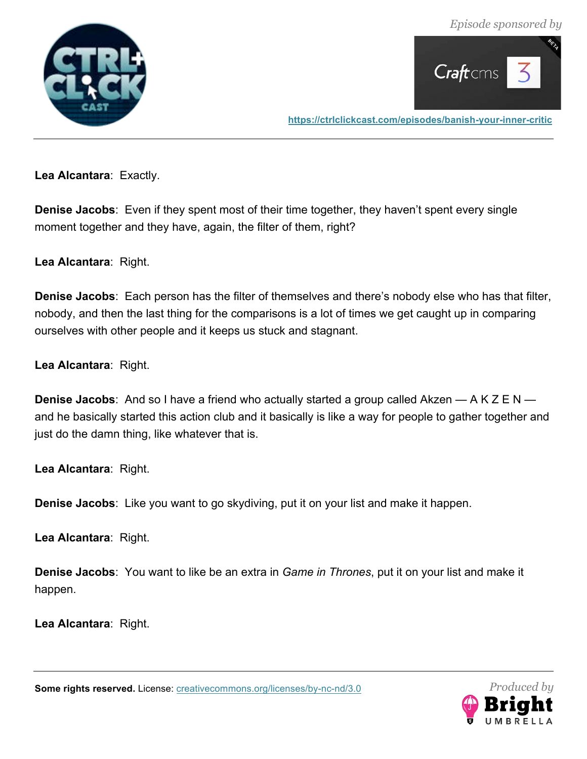**Lea Alcantara**: Exactly.

**Denise Jacobs**: Even if they spent most of their time together, they haven't spent every single moment together and they have, again, the filter of them, right?

**Lea Alcantara**: Right.

**Denise Jacobs**: Each person has the filter of themselves and there's nobody else who has that filter, nobody, and then the last thing for the comparisons is a lot of times we get caught up in comparing ourselves with other people and it keeps us stuck and stagnant.

**Lea Alcantara**: Right.

**Denise Jacobs**: And so I have a friend who actually started a group called Akzen — A K Z E N — and he basically started this action club and it basically is like a way for people to gather together and just do the damn thing, like whatever that is.

**Lea Alcantara**: Right.

**Denise Jacobs**: Like you want to go skydiving, put it on your list and make it happen.

**Lea Alcantara**: Right.

**Denise Jacobs**: You want to like be an extra in *Game in Thrones*, put it on your list and make it happen.

**Lea Alcantara**: Right.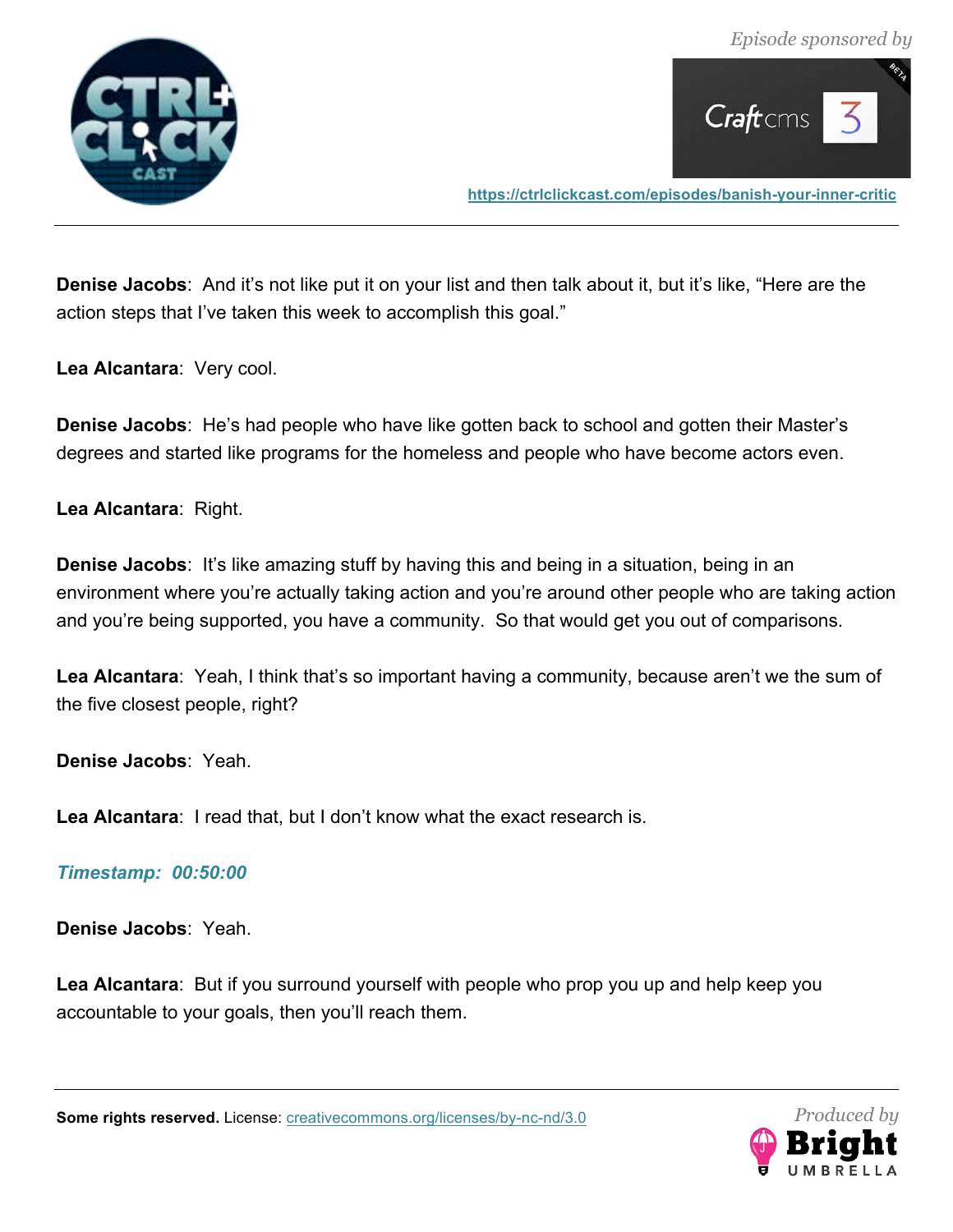**Denise Jacobs**: And it's not like put it on your list and then talk about it, but it's like, "Here are the action steps that I've taken this week to accomplish this goal."

**Lea Alcantara**: Very cool.

**Denise Jacobs**: He's had people who have like gotten back to school and gotten their Master's degrees and started like programs for the homeless and people who have become actors even.

**Lea Alcantara**: Right.

**Denise Jacobs**: It's like amazing stuff by having this and being in a situation, being in an environment where you're actually taking action and you're around other people who are taking action and you're being supported, you have a community. So that would get you out of comparisons.

**Lea Alcantara**: Yeah, I think that's so important having a community, because aren't we the sum of the five closest people, right?

**Denise Jacobs**: Yeah.

**Lea Alcantara**: I read that, but I don't know what the exact research is.

***Timestamp: 00:50:00***

**Denise Jacobs**: Yeah.

**Lea Alcantara**: But if you surround yourself with people who prop you up and help keep you accountable to your goals, then you'll reach them.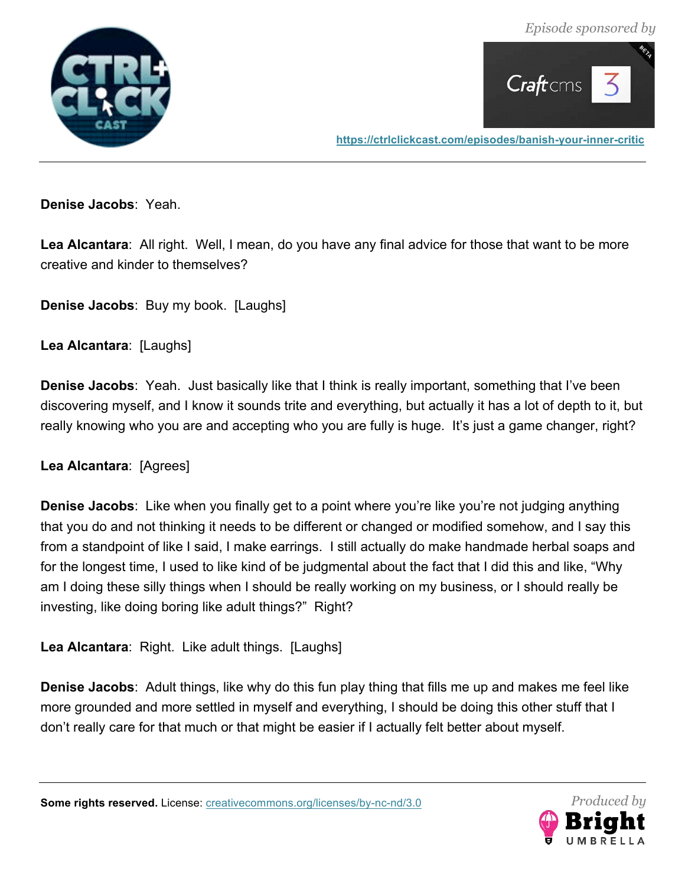**Denise Jacobs**: Yeah.

**Lea Alcantara**: All right. Well, I mean, do you have any final advice for those that want to be more creative and kinder to themselves?

**Denise Jacobs**: Buy my book. [Laughs]

**Lea Alcantara**: [Laughs]

**Denise Jacobs**: Yeah. Just basically like that I think is really important, something that I've been discovering myself, and I know it sounds trite and everything, but actually it has a lot of depth to it, but really knowing who you are and accepting who you are fully is huge. It's just a game changer, right?

**Lea Alcantara**: [Agrees]

**Denise Jacobs**: Like when you finally get to a point where you're like you're not judging anything that you do and not thinking it needs to be different or changed or modified somehow, and I say this from a standpoint of like I said, I make earrings. I still actually do make handmade herbal soaps and for the longest time, I used to like kind of be judgmental about the fact that I did this and like, "Why am I doing these silly things when I should be really working on my business, or I should really be investing, like doing boring like adult things?" Right?

**Lea Alcantara**: Right. Like adult things. [Laughs]

**Denise Jacobs**: Adult things, like why do this fun play thing that fills me up and makes me feel like more grounded and more settled in myself and everything, I should be doing this other stuff that I don't really care for that much or that might be easier if I actually felt better about myself.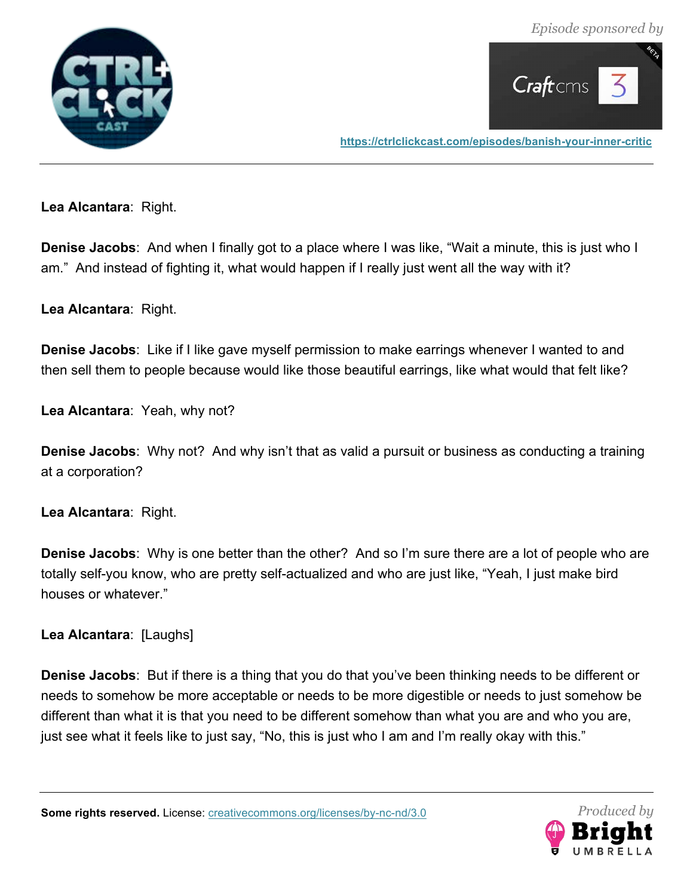**Lea Alcantara**: Right.

**Denise Jacobs**: And when I finally got to a place where I was like, "Wait a minute, this is just who I am." And instead of fighting it, what would happen if I really just went all the way with it?

**Lea Alcantara**: Right.

**Denise Jacobs**: Like if I like gave myself permission to make earrings whenever I wanted to and then sell them to people because would like those beautiful earrings, like what would that felt like?

**Lea Alcantara**: Yeah, why not?

**Denise Jacobs**: Why not? And why isn't that as valid a pursuit or business as conducting a training at a corporation?

**Lea Alcantara**: Right.

**Denise Jacobs**: Why is one better than the other? And so I'm sure there are a lot of people who are totally self-you know, who are pretty self-actualized and who are just like, "Yeah, I just make bird houses or whatever."

**Lea Alcantara**: [Laughs]

**Denise Jacobs**: But if there is a thing that you do that you've been thinking needs to be different or needs to somehow be more acceptable or needs to be more digestible or needs to just somehow be different than what it is that you need to be different somehow than what you are and who you are, just see what it feels like to just say, "No, this is just who I am and I'm really okay with this."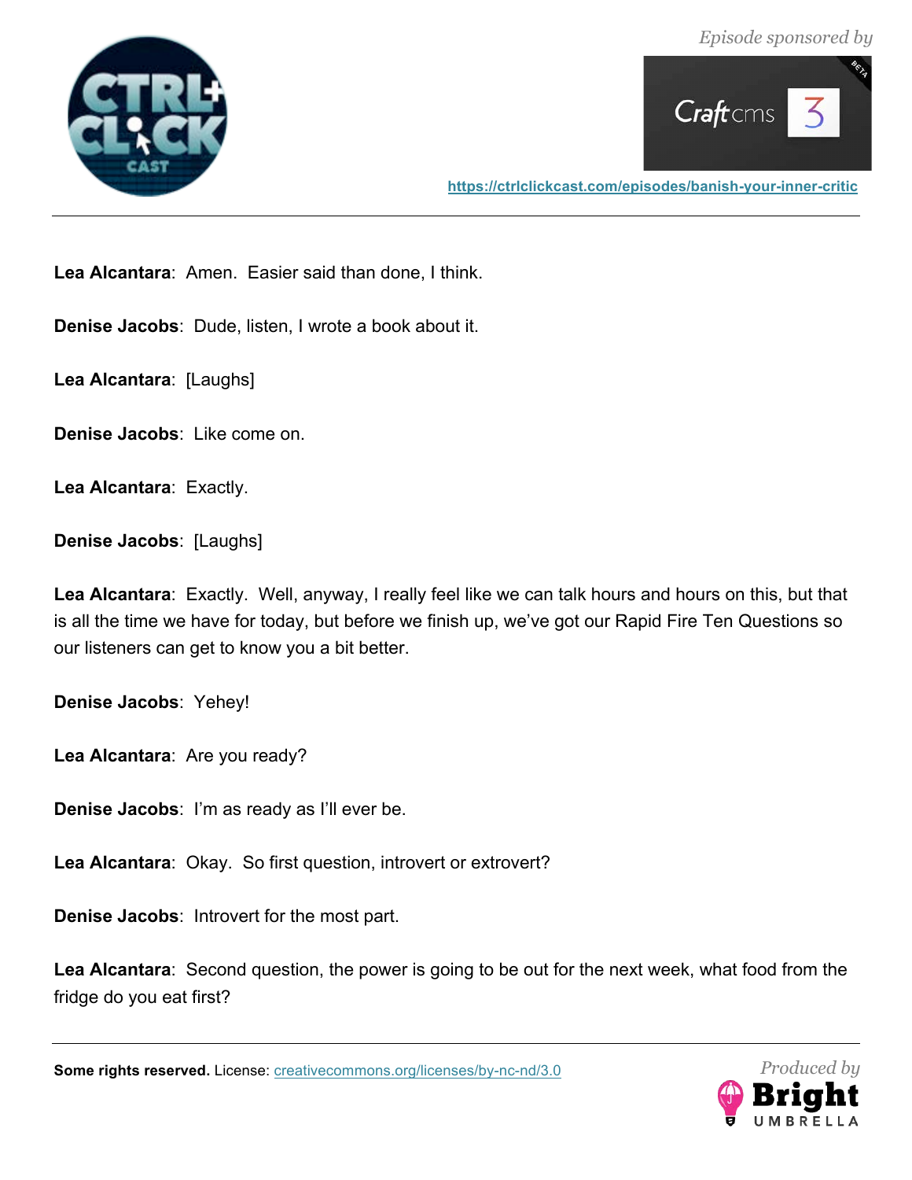**Lea Alcantara**: Amen. Easier said than done, I think.

**Denise Jacobs**: Dude, listen, I wrote a book about it.

**Lea Alcantara**: [Laughs]

**Denise Jacobs**: Like come on.

**Lea Alcantara**: Exactly.

**Denise Jacobs**: [Laughs]

**Lea Alcantara**: Exactly. Well, anyway, I really feel like we can talk hours and hours on this, but that is all the time we have for today, but before we finish up, we've got our Rapid Fire Ten Questions so our listeners can get to know you a bit better.

**Denise Jacobs**: Yehey!

**Lea Alcantara**: Are you ready?

**Denise Jacobs**: I'm as ready as I'll ever be.

**Lea Alcantara**: Okay. So first question, introvert or extrovert?

**Denise Jacobs**: Introvert for the most part.

**Lea Alcantara**: Second question, the power is going to be out for the next week, what food from the fridge do you eat first?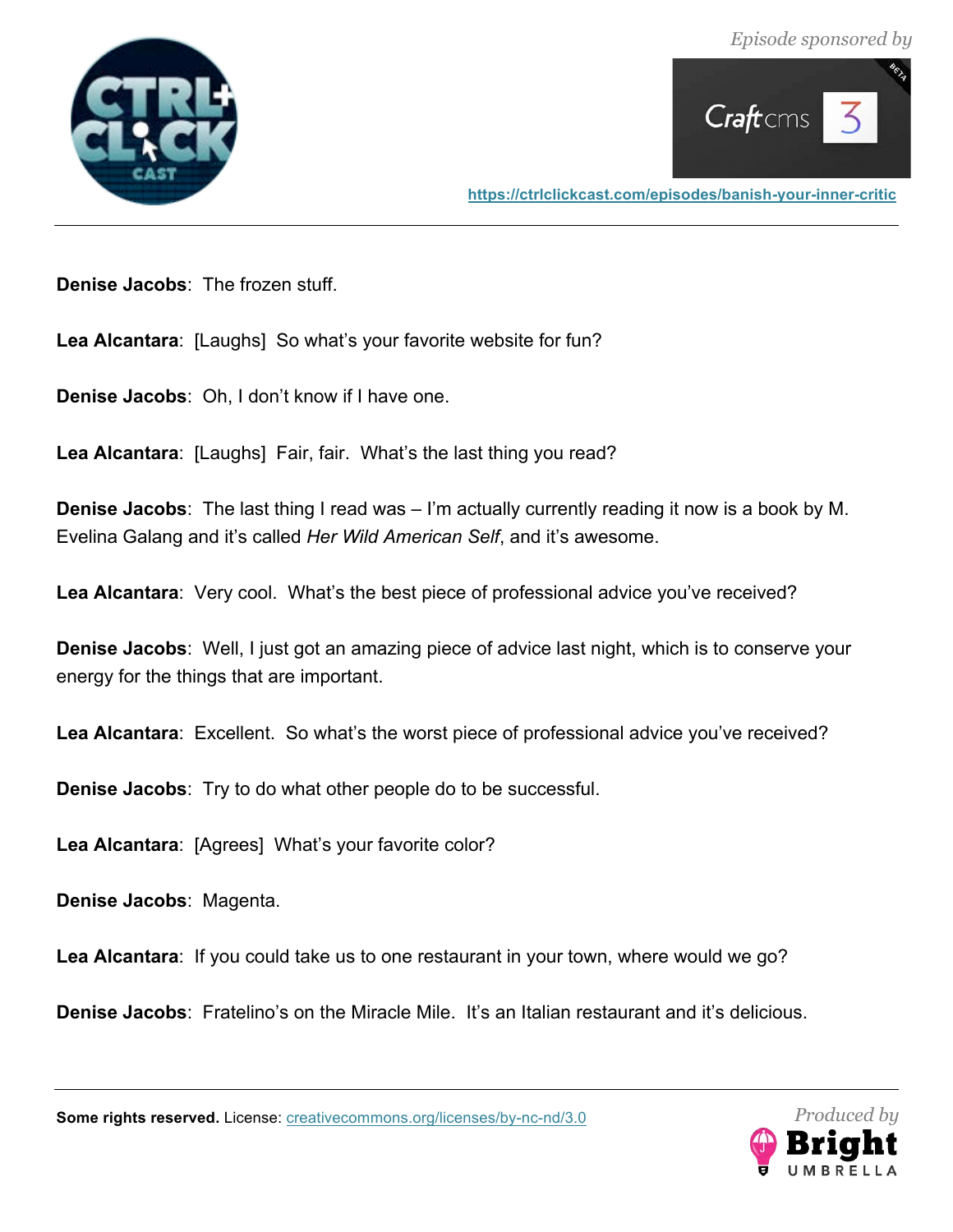**Denise Jacobs**: The frozen stuff.

**Lea Alcantara**: [Laughs] So what's your favorite website for fun?

**Denise Jacobs**: Oh, I don't know if I have one.

**Lea Alcantara**: [Laughs] Fair, fair. What's the last thing you read?

**Denise Jacobs**: The last thing I read was – I'm actually currently reading it now is a book by M. Evelina Galang and it's called *Her Wild American Self*, and it's awesome.

**Lea Alcantara**: Very cool. What's the best piece of professional advice you've received?

**Denise Jacobs**: Well, I just got an amazing piece of advice last night, which is to conserve your energy for the things that are important.

**Lea Alcantara**: Excellent. So what's the worst piece of professional advice you've received?

**Denise Jacobs**: Try to do what other people do to be successful.

**Lea Alcantara**: [Agrees] What's your favorite color?

**Denise Jacobs**: Magenta.

**Lea Alcantara**: If you could take us to one restaurant in your town, where would we go?

**Denise Jacobs**: Fratelino's on the Miracle Mile. It's an Italian restaurant and it's delicious.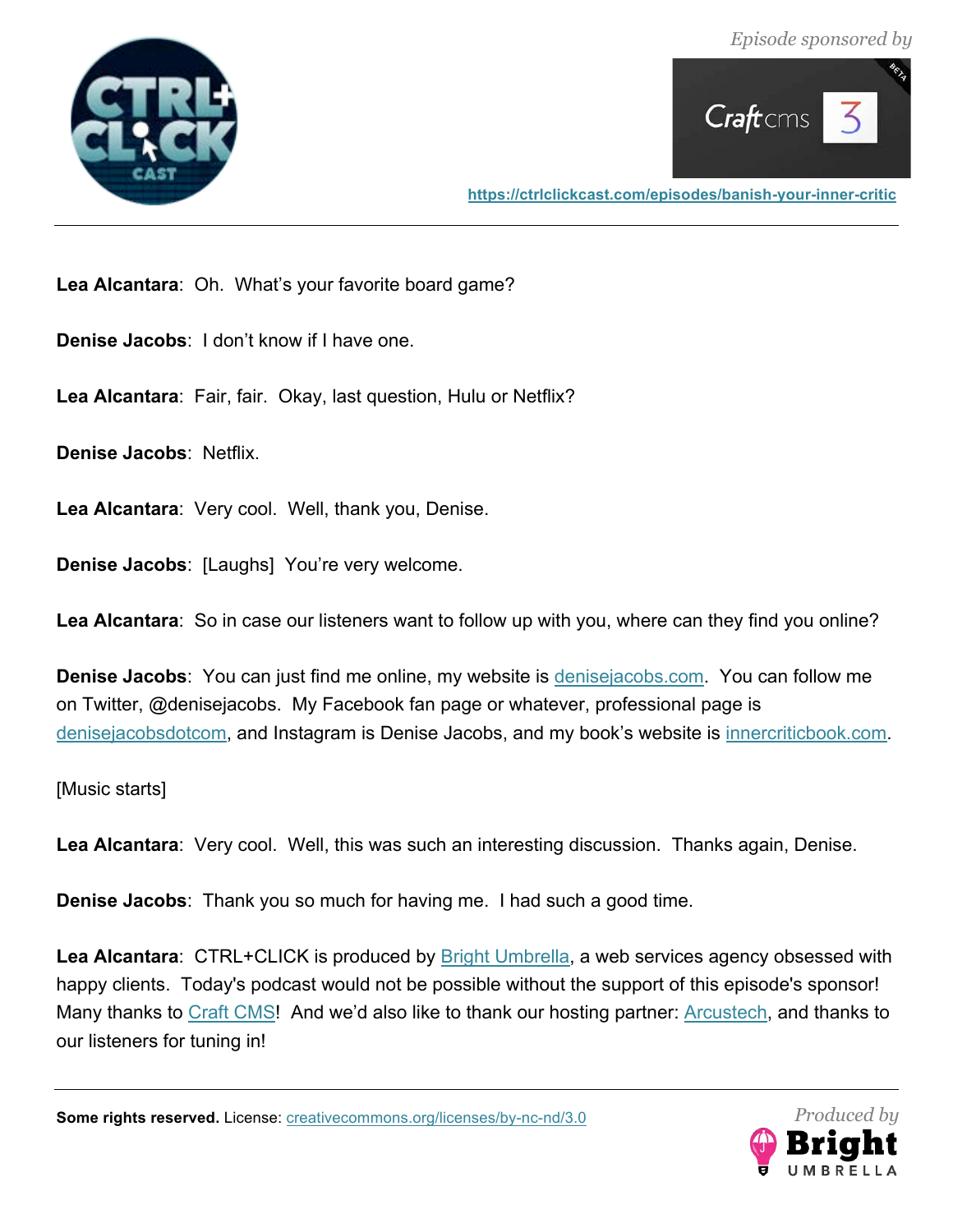**Lea Alcantara**: Oh. What's your favorite board game?

**Denise Jacobs**: I don't know if I have one.

**Lea Alcantara**: Fair, fair. Okay, last question, Hulu or Netflix?

**Denise Jacobs**: Netflix.

**Lea Alcantara**: Very cool. Well, thank you, Denise.

**Denise Jacobs**: [Laughs] You're very welcome.

**Lea Alcantara**: So in case our listeners want to follow up with you, where can they find you online?

**Denise Jacobs**: You can just find me online, my website is denisejacobs.com. You can follow me on Twitter, @denisejacobs. My Facebook fan page or whatever, professional page is denisejacobsdotcom, and Instagram is Denise Jacobs, and my book's website is innercriticbook.com.

[Music starts]

**Lea Alcantara**: Very cool. Well, this was such an interesting discussion. Thanks again, Denise.

**Denise Jacobs**: Thank you so much for having me. I had such a good time.

**Lea Alcantara**: CTRL+CLICK is produced by Bright Umbrella, a web services agency obsessed with happy clients. Today's podcast would not be possible without the support of this episode's sponsor! Many thanks to Craft CMS! And we'd also like to thank our hosting partner: Arcustech, and thanks to our listeners for tuning in!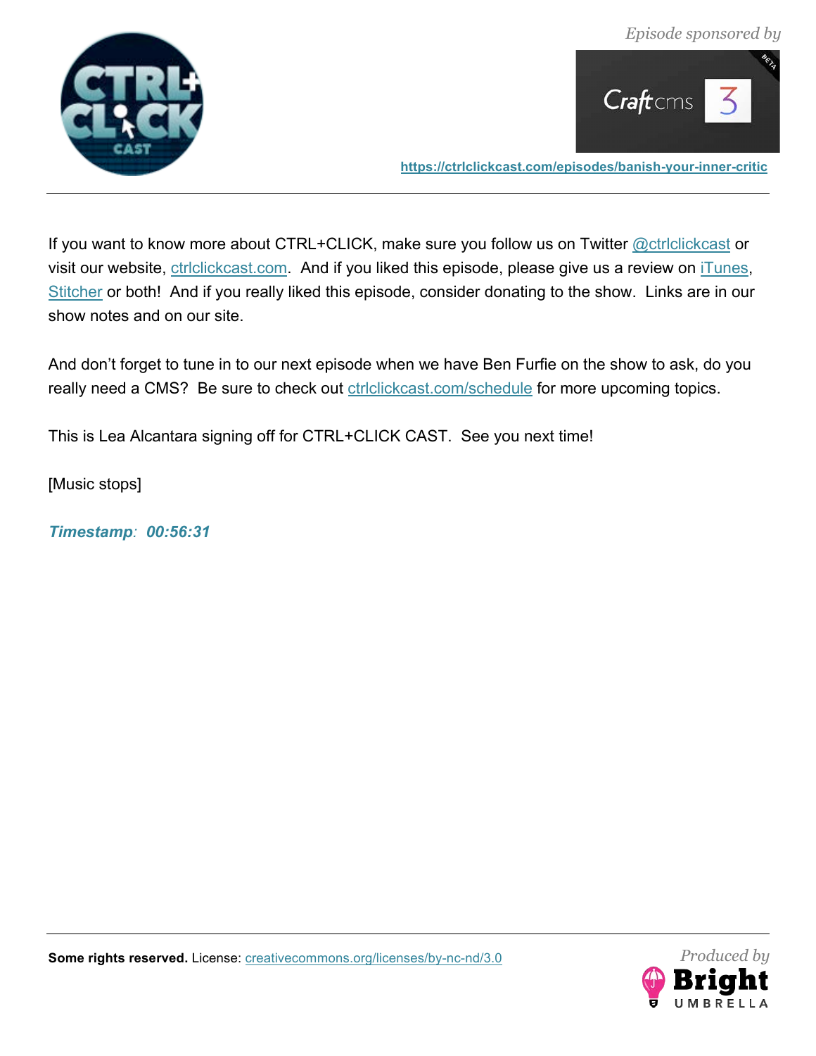If you want to know more about CTRL+CLICK, make sure you follow us on Twitter @ctrlclickcast or visit our website, ctrlclickcast.com.  And if you liked this episode, please give us a review on iTunes, Stitcher or both!  And if you really liked this episode, consider donating to the show.  Links are in our show notes and on our site.

And don't forget to tune in to our next episode when we have Ben Furfie on the show to ask, do you really need a CMS?  Be sure to check out ctrlclickcast.com/schedule for more upcoming topics.

This is Lea Alcantara signing off for CTRL+CLICK CAST.  See you next time!

[Music stops]

***Timestamp:  00:56:31***